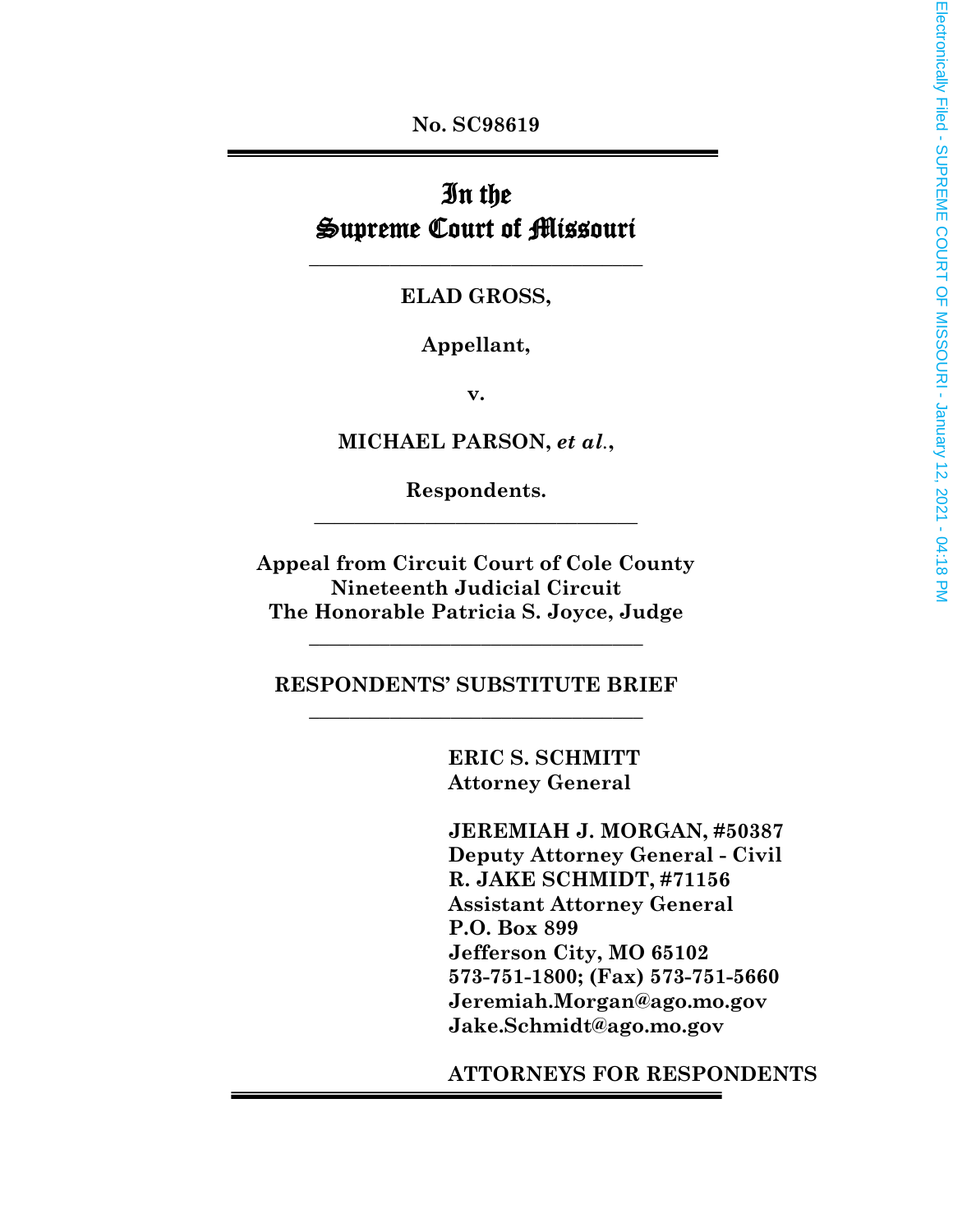**No. SC98619**

---

# In the Supreme Court of Missouri

---

**ELAD GROSS,**

**Appellant,**

**v.**

**MICHAEL PARSON, *et al.*,**

**Respondents.**

---

**Appeal from Circuit Court of Cole County**
**Nineteenth Judicial Circuit**
**The Honorable Patricia S. Joyce, Judge**

---

**RESPONDENTS' SUBSTITUTE BRIEF**

---

**ERIC S. SCHMITT**
**Attorney General**

**JEREMIAH J. MORGAN, #50387**
**Deputy Attorney General - Civil**
**R. JAKE SCHMIDT, #71156**
**Assistant Attorney General**
**P.O. Box 899**
**Jefferson City, MO 65102**
**573-751-1800; (Fax) 573-751-5660**
**Jeremiah.Morgan@ago.mo.gov**
**Jake.Schmidt@ago.mo.gov**

**ATTORNEYS FOR RESPONDENTS**

Electronically Filed - SUPREME COURT OF MISSOURI - January 12, 2021 - 04:18 PM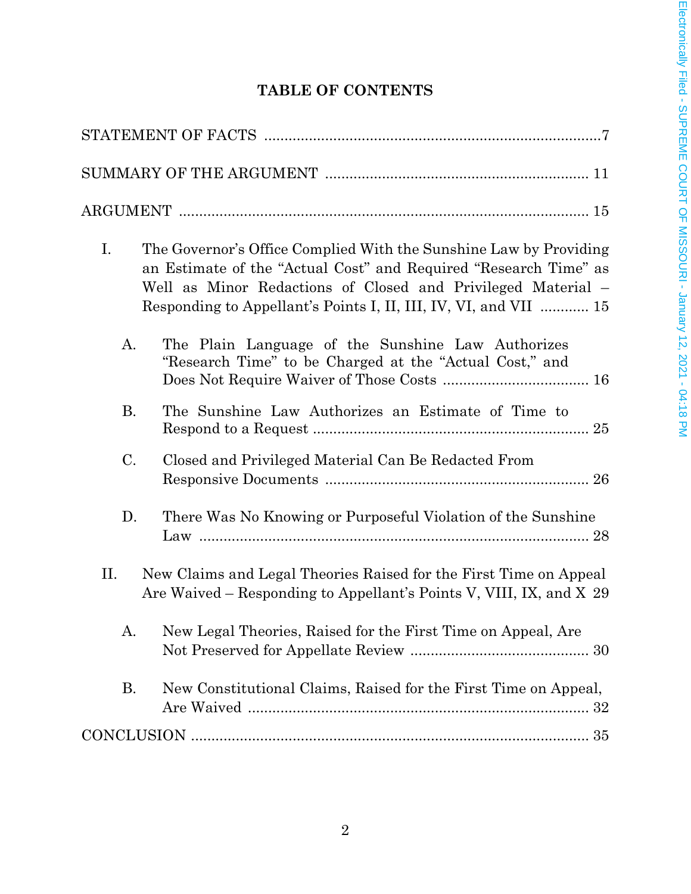**TABLE OF CONTENTS**

STATEMENT OF FACTS ....................................................................................7

SUMMARY OF THE ARGUMENT ................................................................. 11

ARGUMENT .................................................................................................... 15

- I. The Governor's Office Complied With the Sunshine Law by Providing an Estimate of the "Actual Cost" and Required "Research Time" as Well as Minor Redactions of Closed and Privileged Material – Responding to Appellant's Points I, II, III, IV, VI, and VII ............ 15
  - A. The Plain Language of the Sunshine Law Authorizes "Research Time" to be Charged at the "Actual Cost," and Does Not Require Waiver of Those Costs .................................... 16
  - B. The Sunshine Law Authorizes an Estimate of Time to Respond to a Request .................................................................... 25
  - C. Closed and Privileged Material Can Be Redacted From Responsive Documents ................................................................ 26
  - D. There Was No Knowing or Purposeful Violation of the Sunshine Law ................................................................................ 28
- II. New Claims and Legal Theories Raised for the First Time on Appeal Are Waived – Responding to Appellant's Points V, VIII, IX, and X 29
  - A. New Legal Theories, Raised for the First Time on Appeal, Are Not Preserved for Appellate Review ............................................ 30
  - B. New Constitutional Claims, Raised for the First Time on Appeal, Are Waived .................................................................................... 32

CONCLUSION ................................................................................................. 35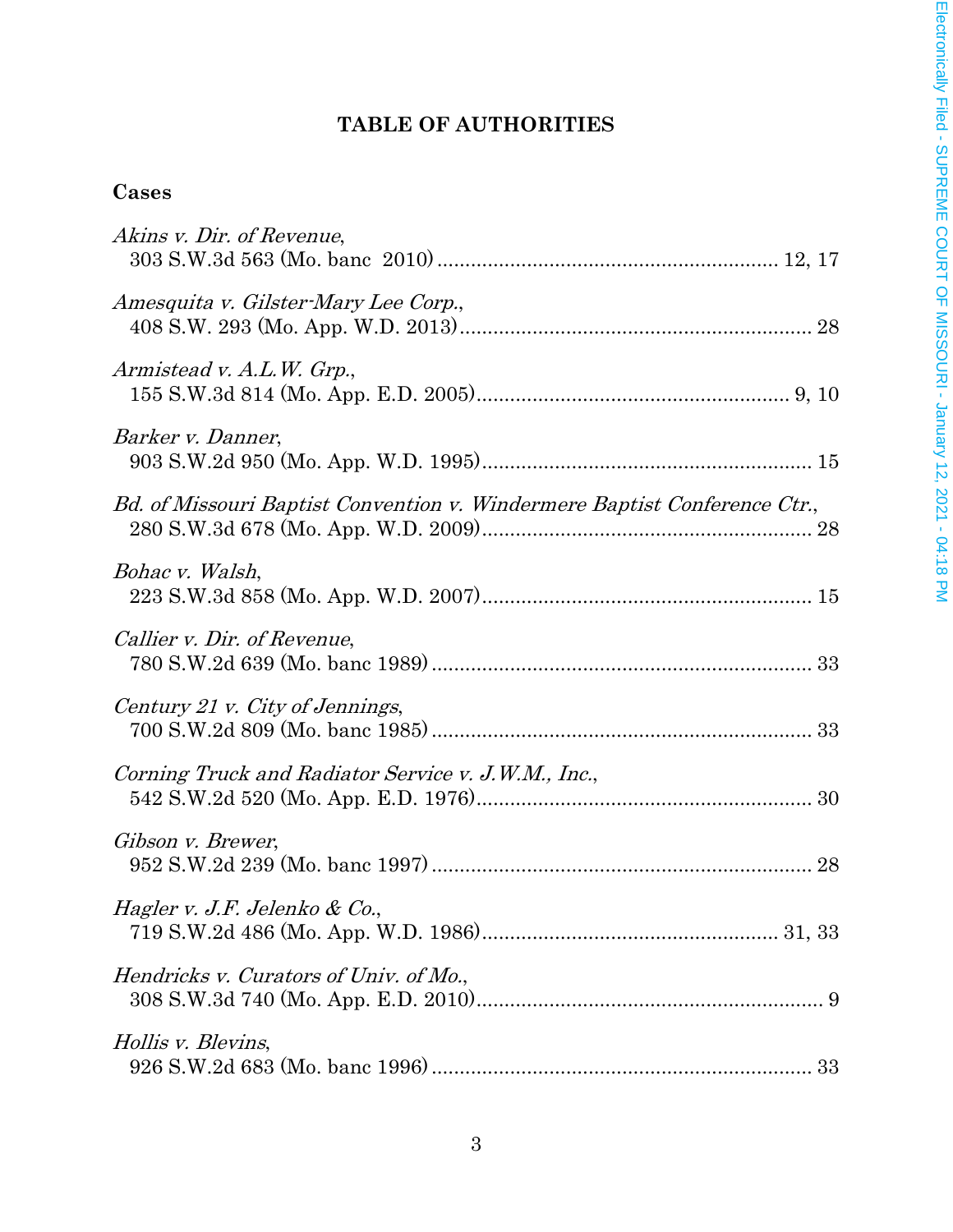# TABLE OF AUTHORITIES

## Cases

*Akins v. Dir. of Revenue*,
303 S.W.3d 563 (Mo. banc 2010) ............................................................ 12, 17

*Amesquita v. Gilster-Mary Lee Corp.*,
408 S.W. 293 (Mo. App. W.D. 2013)............................................................... 28

*Armistead v. A.L.W. Grp.*,
155 S.W.3d 814 (Mo. App. E.D. 2005)....................................................... 9, 10

*Barker v. Danner*,
903 S.W.2d 950 (Mo. App. W.D. 1995)........................................................... 15

*Bd. of Missouri Baptist Convention v. Windermere Baptist Conference Ctr.*,
280 S.W.3d 678 (Mo. App. W.D. 2009)........................................................... 28

*Bohac v. Walsh*,
223 S.W.3d 858 (Mo. App. W.D. 2007)........................................................... 15

*Callier v. Dir. of Revenue*,
780 S.W.2d 639 (Mo. banc 1989) .................................................................... 33

*Century 21 v. City of Jennings*,
700 S.W.2d 809 (Mo. banc 1985) .................................................................... 33

*Corning Truck and Radiator Service v. J.W.M., Inc.*,
542 S.W.2d 520 (Mo. App. E.D. 1976)............................................................ 30

*Gibson v. Brewer*,
952 S.W.2d 239 (Mo. banc 1997) .................................................................... 28

*Hagler v. J.F. Jelenko & Co.*,
719 S.W.2d 486 (Mo. App. W.D. 1986)..................................................... 31, 33

*Hendricks v. Curators of Univ. of Mo.*,
308 S.W.3d 740 (Mo. App. E.D. 2010).............................................................. 9

*Hollis v. Blevins*,
926 S.W.2d 683 (Mo. banc 1996) .................................................................... 33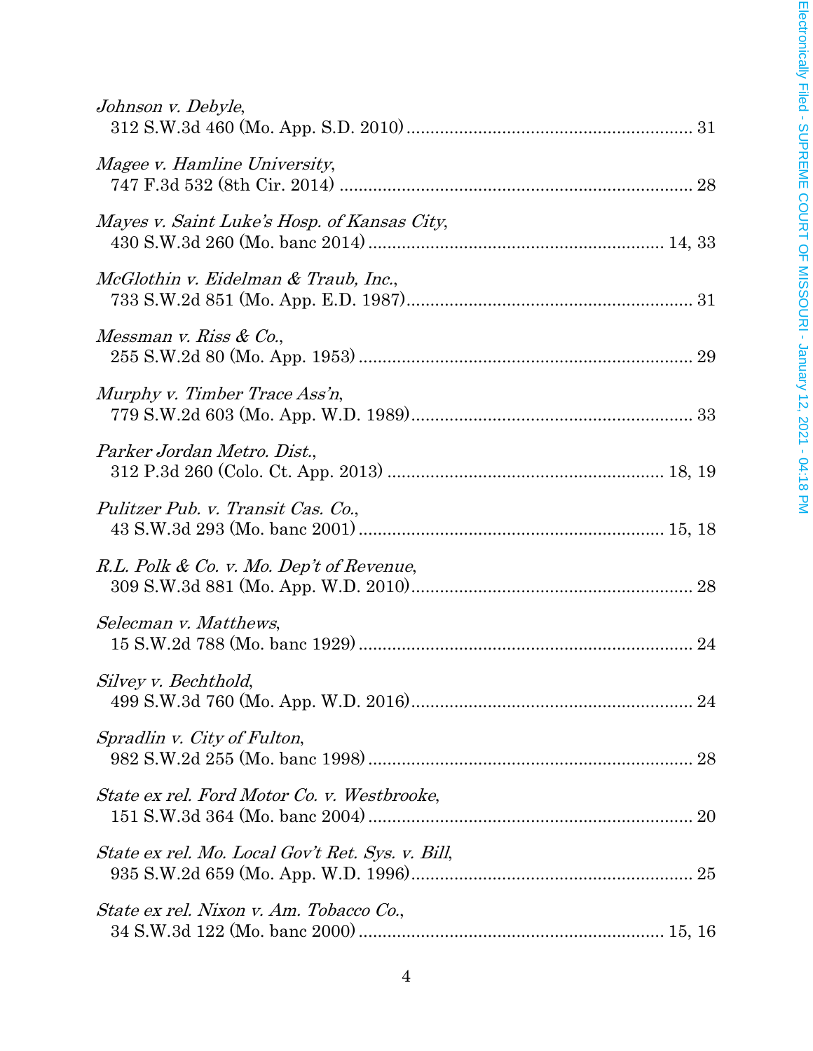*Johnson v. Debyle*,
312 S.W.3d 460 (Mo. App. S.D. 2010) ........................................................... 31

*Magee v. Hamline University*,
747 F.3d 532 (8th Cir. 2014) .......................................................................... 28

*Mayes v. Saint Luke's Hosp. of Kansas City*,
430 S.W.3d 260 (Mo. banc 2014) ............................................................. 14, 33

*McGlothin v. Eidelman & Traub, Inc.*,
733 S.W.2d 851 (Mo. App. E.D. 1987) ........................................................... 31

*Messman v. Riss & Co.*,
255 S.W.2d 80 (Mo. App. 1953) ..................................................................... 29

*Murphy v. Timber Trace Ass'n*,
779 S.W.2d 603 (Mo. App. W.D. 1989) .......................................................... 33

*Parker Jordan Metro. Dist.*,
312 P.3d 260 (Colo. Ct. App. 2013) .......................................................... 18, 19

*Pulitzer Pub. v. Transit Cas. Co.*,
43 S.W.3d 293 (Mo. banc 2001) .................................................................. 15, 18

*R.L. Polk & Co. v. Mo. Dep't of Revenue*,
309 S.W.3d 881 (Mo. App. W.D. 2010) ........................................................... 28

*Selecman v. Matthews*,
15 S.W.2d 788 (Mo. banc 1929) ..................................................................... 24

*Silvey v. Bechthold*,
499 S.W.3d 760 (Mo. App. W.D. 2016) ........................................................... 24

*Spradlin v. City of Fulton*,
982 S.W.2d 255 (Mo. banc 1998) ................................................................... 28

*State ex rel. Ford Motor Co. v. Westbrooke*,
151 S.W.3d 364 (Mo. banc 2004) ................................................................... 20

*State ex rel. Mo. Local Gov't Ret. Sys. v. Bill*,
935 S.W.2d 659 (Mo. App. W.D. 1996) ........................................................... 25

*State ex rel. Nixon v. Am. Tobacco Co.*,
34 S.W.3d 122 (Mo. banc 2000) ................................................................. 15, 16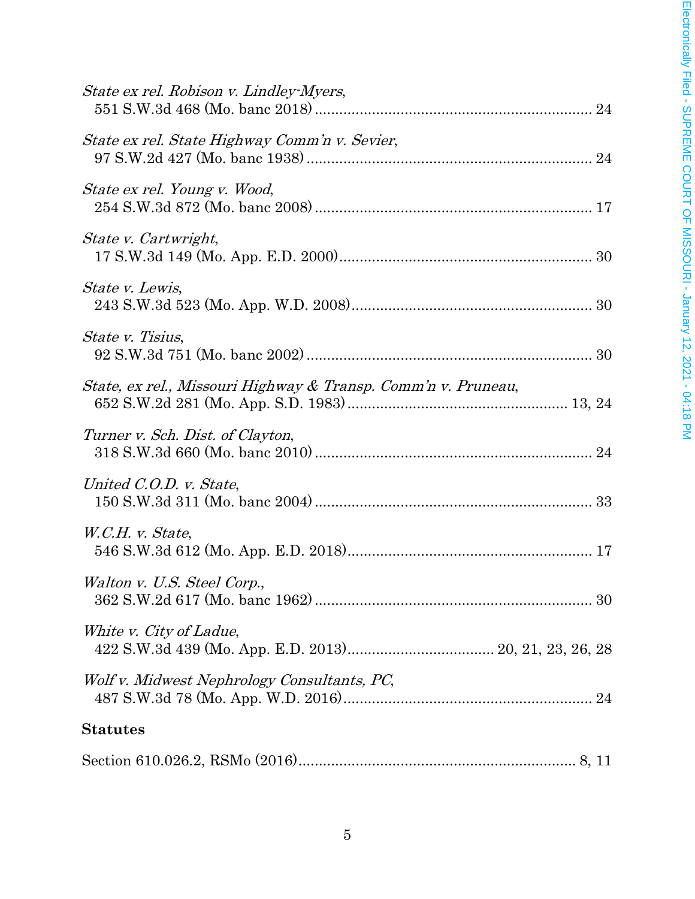*State ex rel. Robison v. Lindley-Myers*,
551 S.W.3d 468 (Mo. banc 2018) .................................................................... 24

*State ex rel. State Highway Comm'n v. Sevier*,
97 S.W.2d 427 (Mo. banc 1938) ...................................................................... 24

*State ex rel. Young v. Wood*,
254 S.W.3d 872 (Mo. banc 2008) .................................................................... 17

*State v. Cartwright*,
17 S.W.3d 149 (Mo. App. E.D. 2000)............................................................. 30

*State v. Lewis*,
243 S.W.3d 523 (Mo. App. W.D. 2008)........................................................... 30

*State v. Tisius*,
92 S.W.3d 751 (Mo. banc 2002) ...................................................................... 30

*State, ex rel., Missouri Highway & Transp. Comm'n v. Pruneau*,
652 S.W.2d 281 (Mo. App. S.D. 1983) ...................................................... 13, 24

*Turner v. Sch. Dist. of Clayton*,
318 S.W.3d 660 (Mo. banc 2010) .................................................................... 24

*United C.O.D. v. State*,
150 S.W.3d 311 (Mo. banc 2004) .................................................................... 33

*W.C.H. v. State*,
546 S.W.3d 612 (Mo. App. E.D. 2018)............................................................ 17

*Walton v. U.S. Steel Corp.*,
362 S.W.2d 617 (Mo. banc 1962) .................................................................... 30

*White v. City of Ladue*,
422 S.W.3d 439 (Mo. App. E.D. 2013).................................... 20, 21, 23, 26, 28

*Wolf v. Midwest Nephrology Consultants, PC*,
487 S.W.3d 78 (Mo. App. W.D. 2016)............................................................. 24

**Statutes**

Section 610.026.2, RSMo (2016).................................................................... 8, 11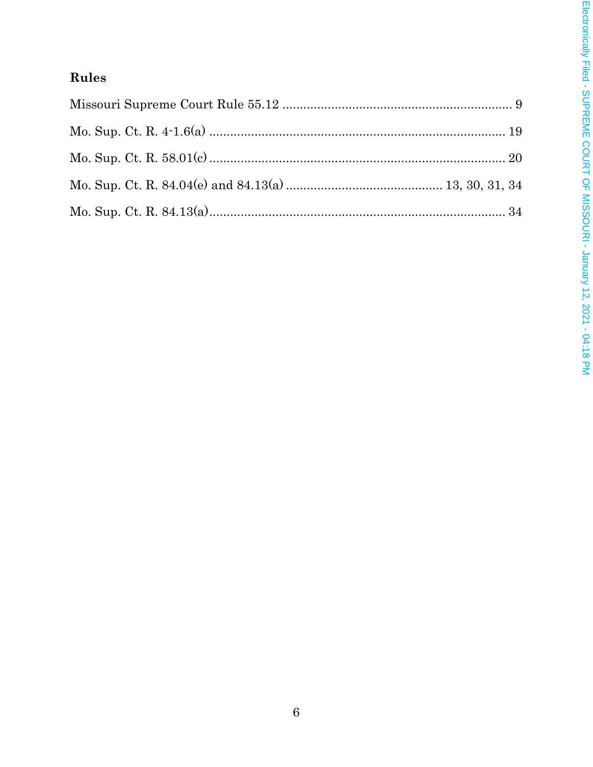### Rules

Missouri Supreme Court Rule 55.12 .................................................................. 9

Mo. Sup. Ct. R. 4-1.6(a) ..................................................................................... 19

Mo. Sup. Ct. R. 58.01(c) ..................................................................................... 20

Mo. Sup. Ct. R. 84.04(e) and 84.13(a) ............................................ 13, 30, 31, 34

Mo. Sup. Ct. R. 84.13(a) ..................................................................................... 34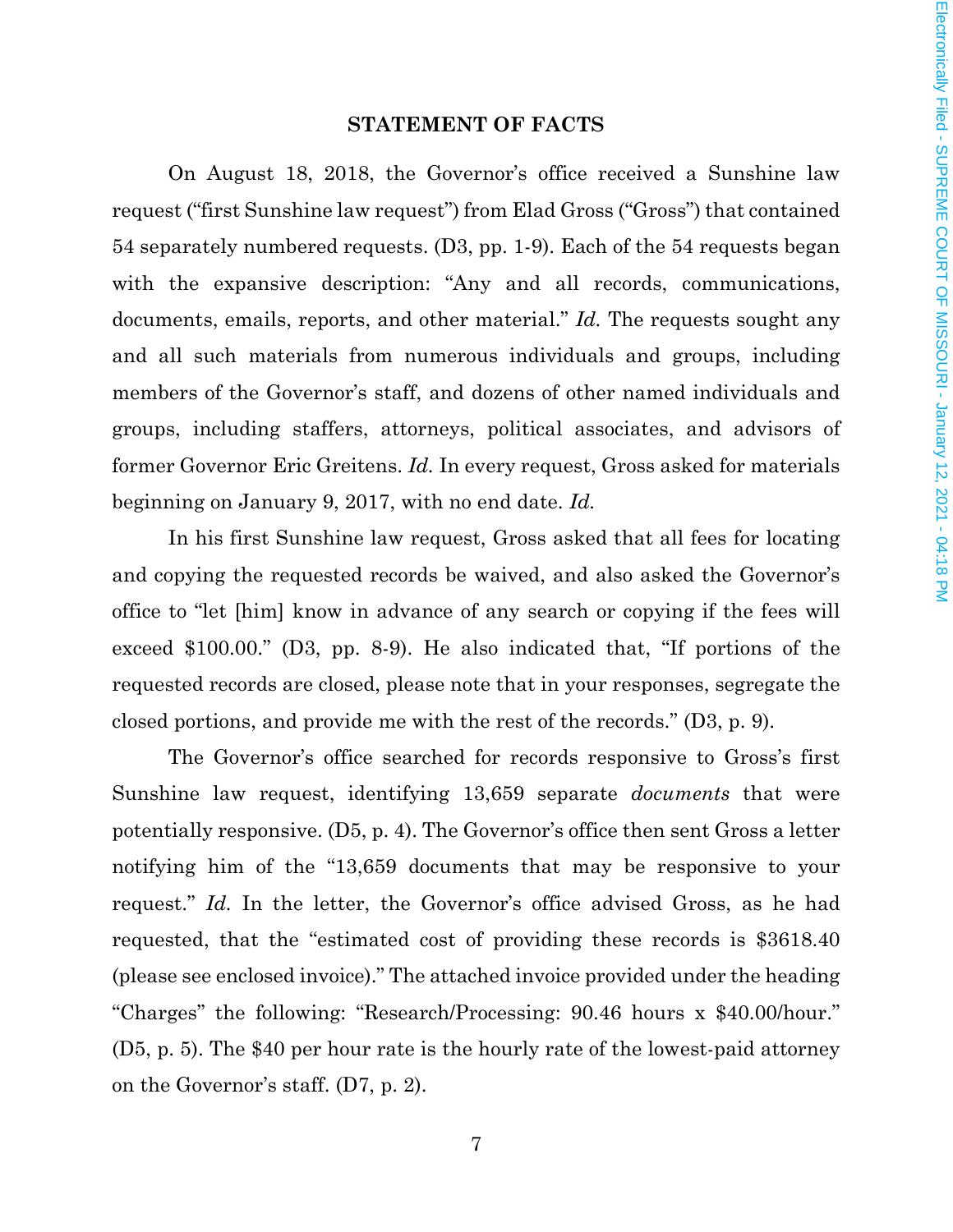## STATEMENT OF FACTS

On August 18, 2018, the Governor's office received a Sunshine law request ("first Sunshine law request") from Elad Gross ("Gross") that contained 54 separately numbered requests. (D3, pp. 1-9). Each of the 54 requests began with the expansive description: "Any and all records, communications, documents, emails, reports, and other material." *Id.* The requests sought any and all such materials from numerous individuals and groups, including members of the Governor's staff, and dozens of other named individuals and groups, including staffers, attorneys, political associates, and advisors of former Governor Eric Greitens. *Id.* In every request, Gross asked for materials beginning on January 9, 2017, with no end date. *Id.*

In his first Sunshine law request, Gross asked that all fees for locating and copying the requested records be waived, and also asked the Governor's office to "let [him] know in advance of any search or copying if the fees will exceed $100.00." (D3, pp. 8-9). He also indicated that, "If portions of the requested records are closed, please note that in your responses, segregate the closed portions, and provide me with the rest of the records." (D3, p. 9).

The Governor's office searched for records responsive to Gross's first Sunshine law request, identifying 13,659 separate *documents* that were potentially responsive. (D5, p. 4). The Governor's office then sent Gross a letter notifying him of the "13,659 documents that may be responsive to your request." *Id.* In the letter, the Governor's office advised Gross, as he had requested, that the "estimated cost of providing these records is $3618.40 (please see enclosed invoice)." The attached invoice provided under the heading "Charges" the following: "Research/Processing: 90.46 hours x $40.00/hour." (D5, p. 5). The $40 per hour rate is the hourly rate of the lowest-paid attorney on the Governor's staff. (D7, p. 2).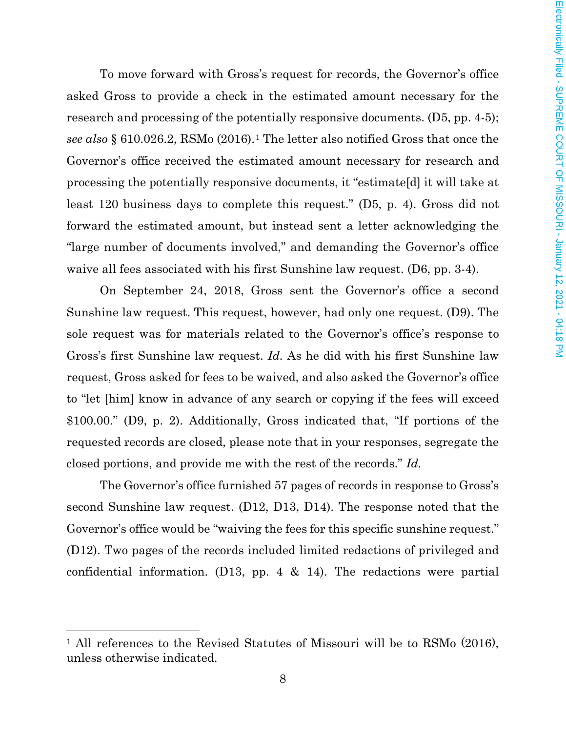To move forward with Gross's request for records, the Governor's office asked Gross to provide a check in the estimated amount necessary for the research and processing of the potentially responsive documents. (D5, pp. 4-5); *see also* § 610.026.2, RSMo (2016).[1] The letter also notified Gross that once the Governor's office received the estimated amount necessary for research and processing the potentially responsive documents, it "estimate[d] it will take at least 120 business days to complete this request." (D5, p. 4). Gross did not forward the estimated amount, but instead sent a letter acknowledging the "large number of documents involved," and demanding the Governor's office waive all fees associated with his first Sunshine law request. (D6, pp. 3-4).

On September 24, 2018, Gross sent the Governor's office a second Sunshine law request. This request, however, had only one request. (D9). The sole request was for materials related to the Governor's office's response to Gross's first Sunshine law request. *Id.* As he did with his first Sunshine law request, Gross asked for fees to be waived, and also asked the Governor's office to "let [him] know in advance of any search or copying if the fees will exceed $100.00." (D9, p. 2). Additionally, Gross indicated that, "If portions of the requested records are closed, please note that in your responses, segregate the closed portions, and provide me with the rest of the records." *Id.*

The Governor's office furnished 57 pages of records in response to Gross's second Sunshine law request. (D12, D13, D14). The response noted that the Governor's office would be "waiving the fees for this specific sunshine request." (D12). Two pages of the records included limited redactions of privileged and confidential information. (D13, pp. 4 & 14). The redactions were partial

---

[1] All references to the Revised Statutes of Missouri will be to RSMo (2016), unless otherwise indicated.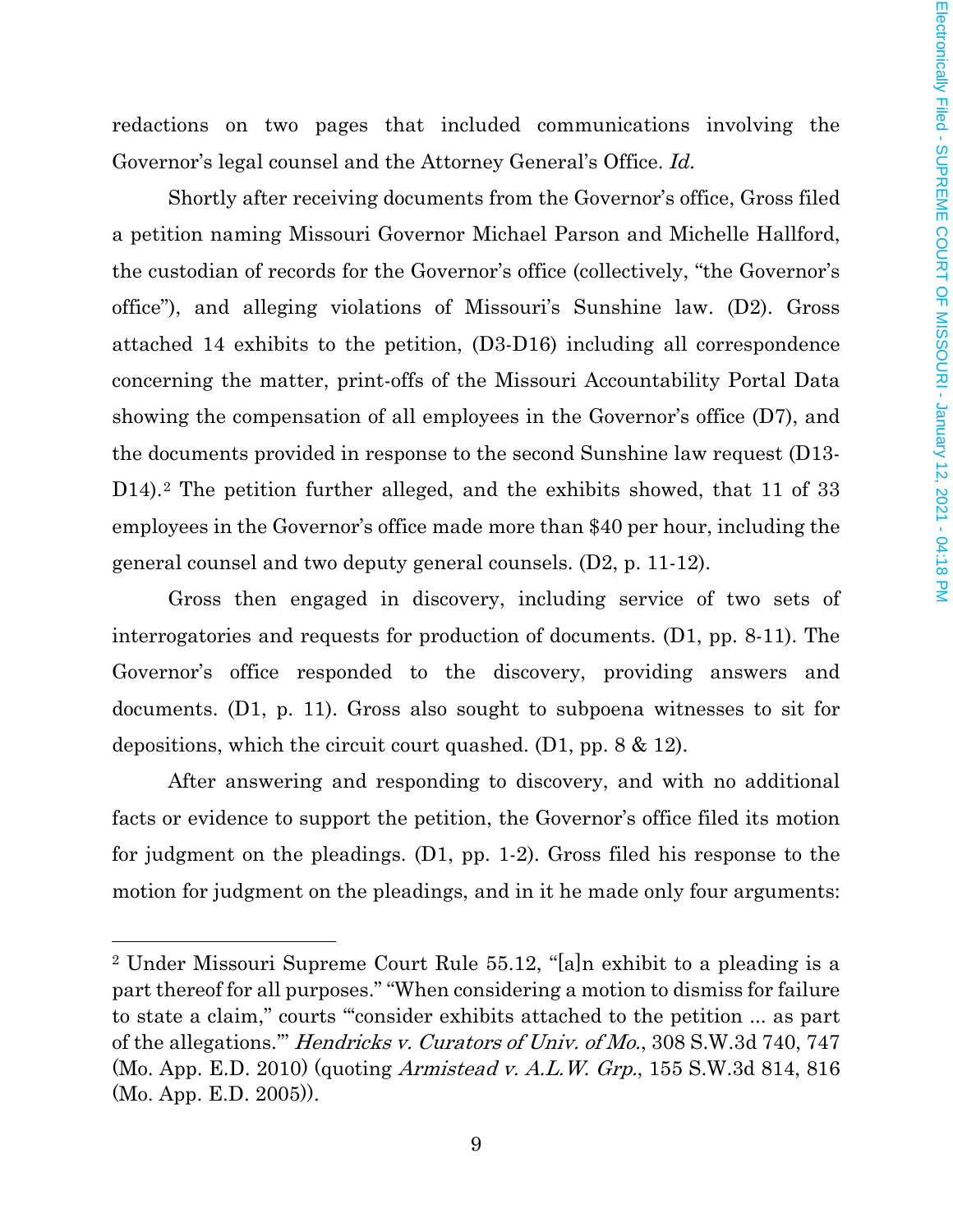redactions on two pages that included communications involving the Governor's legal counsel and the Attorney General's Office. *Id.*

Shortly after receiving documents from the Governor's office, Gross filed a petition naming Missouri Governor Michael Parson and Michelle Hallford, the custodian of records for the Governor's office (collectively, "the Governor's office"), and alleging violations of Missouri's Sunshine law. (D2). Gross attached 14 exhibits to the petition, (D3-D16) including all correspondence concerning the matter, print-offs of the Missouri Accountability Portal Data showing the compensation of all employees in the Governor's office (D7), and the documents provided in response to the second Sunshine law request (D13-D14).[2] The petition further alleged, and the exhibits showed, that 11 of 33 employees in the Governor's office made more than $40 per hour, including the general counsel and two deputy general counsels. (D2, p. 11-12).

Gross then engaged in discovery, including service of two sets of interrogatories and requests for production of documents. (D1, pp. 8-11). The Governor's office responded to the discovery, providing answers and documents. (D1, p. 11). Gross also sought to subpoena witnesses to sit for depositions, which the circuit court quashed. (D1, pp. 8 & 12).

After answering and responding to discovery, and with no additional facts or evidence to support the petition, the Governor's office filed its motion for judgment on the pleadings. (D1, pp. 1-2). Gross filed his response to the motion for judgment on the pleadings, and in it he made only four arguments:

---

[2] Under Missouri Supreme Court Rule 55.12, "[a]n exhibit to a pleading is a part thereof for all purposes." "When considering a motion to dismiss for failure to state a claim," courts "'consider exhibits attached to the petition ... as part of the allegations.'" *Hendricks v. Curators of Univ. of Mo.*, 308 S.W.3d 740, 747 (Mo. App. E.D. 2010) (quoting *Armistead v. A.L.W. Grp.*, 155 S.W.3d 814, 816 (Mo. App. E.D. 2005)).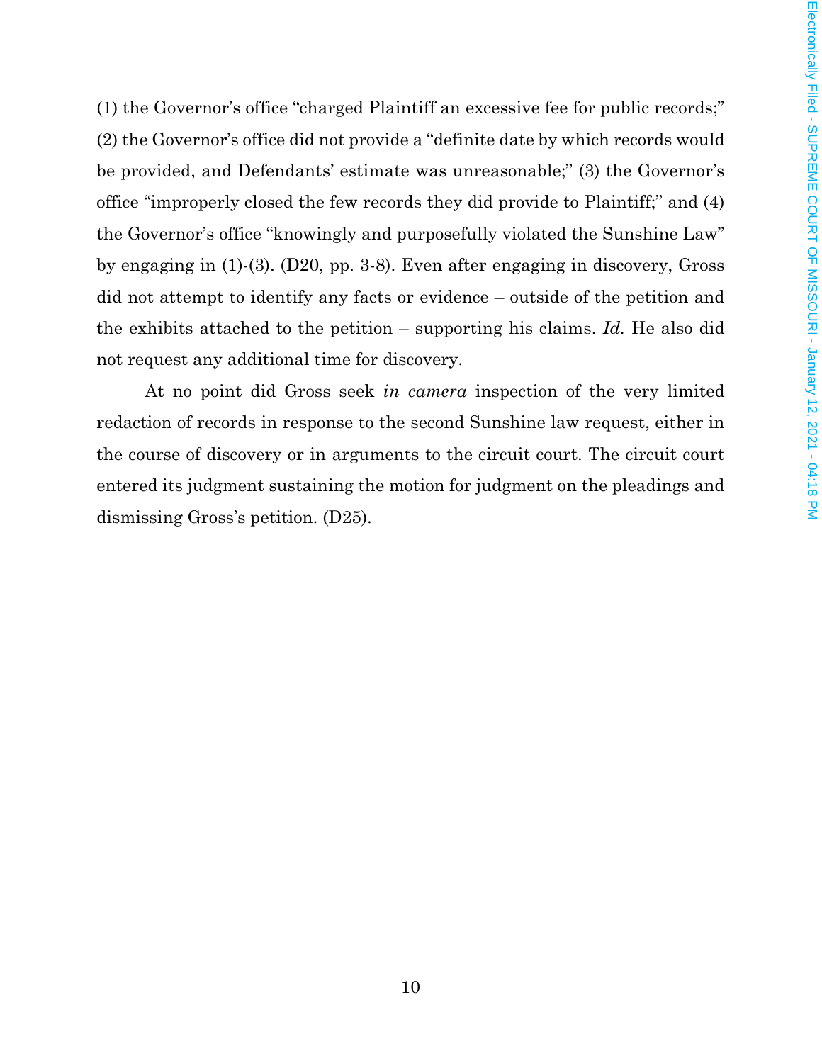(1) the Governor's office "charged Plaintiff an excessive fee for public records;" (2) the Governor's office did not provide a "definite date by which records would be provided, and Defendants' estimate was unreasonable;" (3) the Governor's office "improperly closed the few records they did provide to Plaintiff;" and (4) the Governor's office "knowingly and purposefully violated the Sunshine Law" by engaging in (1)-(3). (D20, pp. 3-8). Even after engaging in discovery, Gross did not attempt to identify any facts or evidence – outside of the petition and the exhibits attached to the petition – supporting his claims. *Id.* He also did not request any additional time for discovery.

At no point did Gross seek *in camera* inspection of the very limited redaction of records in response to the second Sunshine law request, either in the course of discovery or in arguments to the circuit court. The circuit court entered its judgment sustaining the motion for judgment on the pleadings and dismissing Gross's petition. (D25).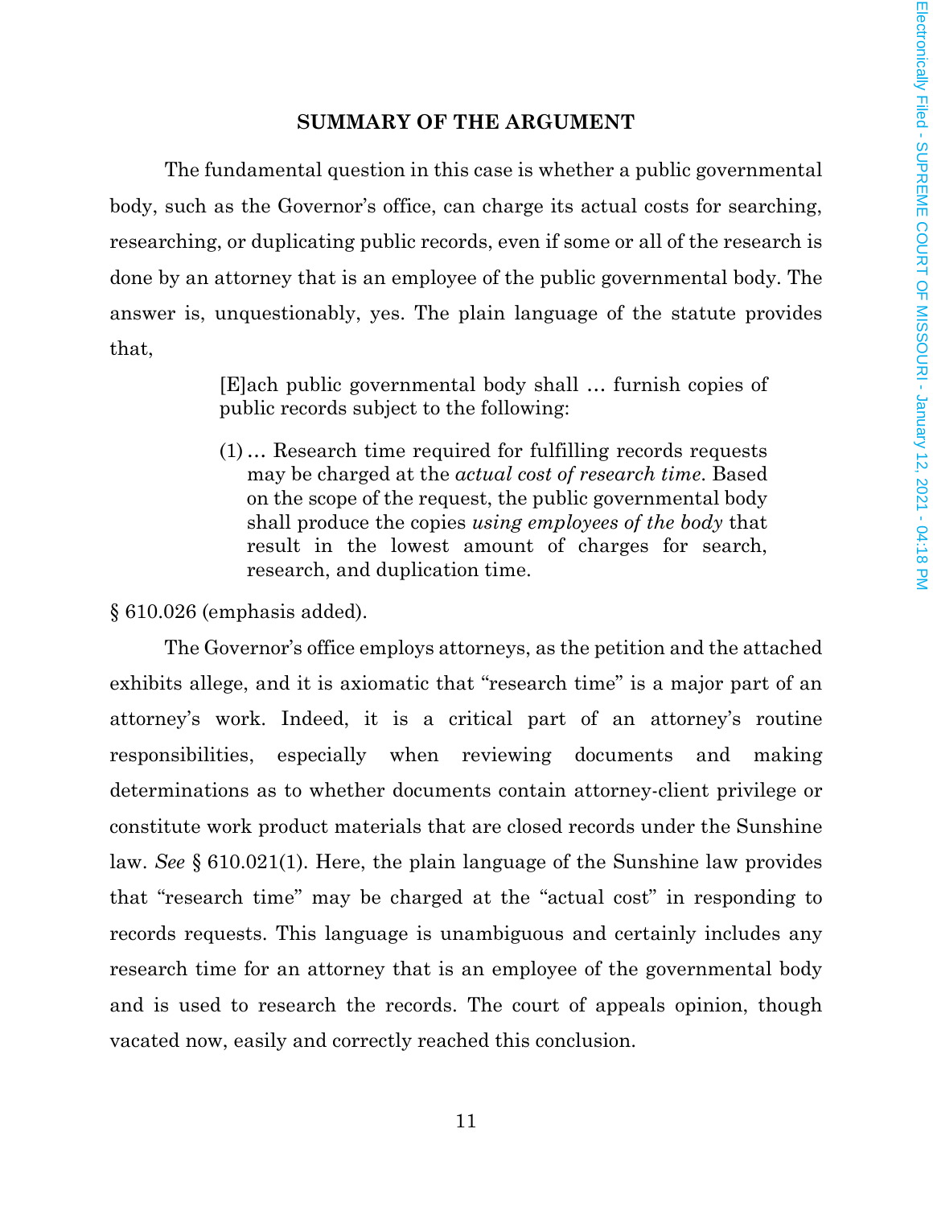## SUMMARY OF THE ARGUMENT

The fundamental question in this case is whether a public governmental body, such as the Governor's office, can charge its actual costs for searching, researching, or duplicating public records, even if some or all of the research is done by an attorney that is an employee of the public governmental body. The answer is, unquestionably, yes. The plain language of the statute provides that,

> [E]ach public governmental body shall … furnish copies of public records subject to the following:
>
> (1) … Research time required for fulfilling records requests may be charged at the *actual cost of research time*. Based on the scope of the request, the public governmental body shall produce the copies *using employees of the body* that result in the lowest amount of charges for search, research, and duplication time.

§ 610.026 (emphasis added).

The Governor's office employs attorneys, as the petition and the attached exhibits allege, and it is axiomatic that "research time" is a major part of an attorney's work. Indeed, it is a critical part of an attorney's routine responsibilities, especially when reviewing documents and making determinations as to whether documents contain attorney-client privilege or constitute work product materials that are closed records under the Sunshine law. *See* § 610.021(1). Here, the plain language of the Sunshine law provides that "research time" may be charged at the "actual cost" in responding to records requests. This language is unambiguous and certainly includes any research time for an attorney that is an employee of the governmental body and is used to research the records. The court of appeals opinion, though vacated now, easily and correctly reached this conclusion.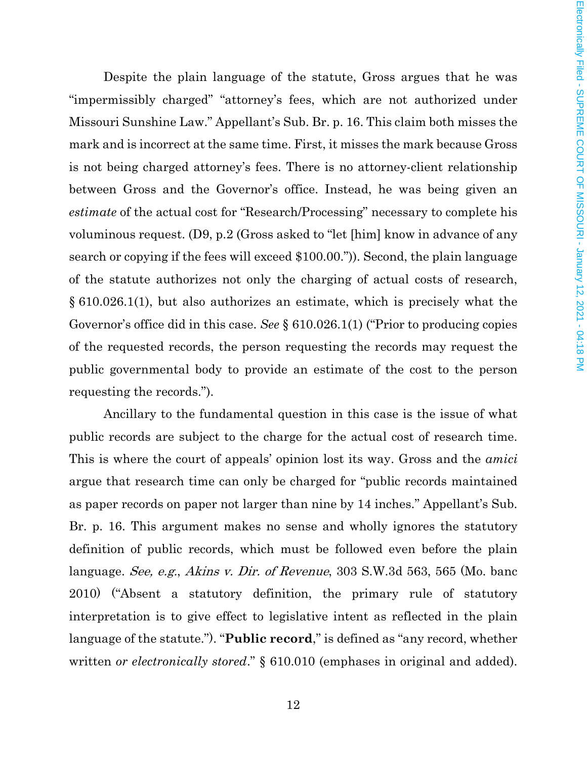Despite the plain language of the statute, Gross argues that he was "impermissibly charged" "attorney's fees, which are not authorized under Missouri Sunshine Law." Appellant's Sub. Br. p. 16. This claim both misses the mark and is incorrect at the same time. First, it misses the mark because Gross is not being charged attorney's fees. There is no attorney-client relationship between Gross and the Governor's office. Instead, he was being given an *estimate* of the actual cost for "Research/Processing" necessary to complete his voluminous request. (D9, p.2 (Gross asked to "let [him] know in advance of any search or copying if the fees will exceed $100.00.")). Second, the plain language of the statute authorizes not only the charging of actual costs of research, § 610.026.1(1), but also authorizes an estimate, which is precisely what the Governor's office did in this case. *See* § 610.026.1(1) ("Prior to producing copies of the requested records, the person requesting the records may request the public governmental body to provide an estimate of the cost to the person requesting the records.").

Ancillary to the fundamental question in this case is the issue of what public records are subject to the charge for the actual cost of research time. This is where the court of appeals' opinion lost its way. Gross and the *amici* argue that research time can only be charged for "public records maintained as paper records on paper not larger than nine by 14 inches." Appellant's Sub. Br. p. 16. This argument makes no sense and wholly ignores the statutory definition of public records, which must be followed even before the plain language. *See, e.g.*, *Akins v. Dir. of Revenue*, 303 S.W.3d 563, 565 (Mo. banc 2010) ("Absent a statutory definition, the primary rule of statutory interpretation is to give effect to legislative intent as reflected in the plain language of the statute."). "**Public record**," is defined as "any record, whether written *or electronically stored*." § 610.010 (emphases in original and added).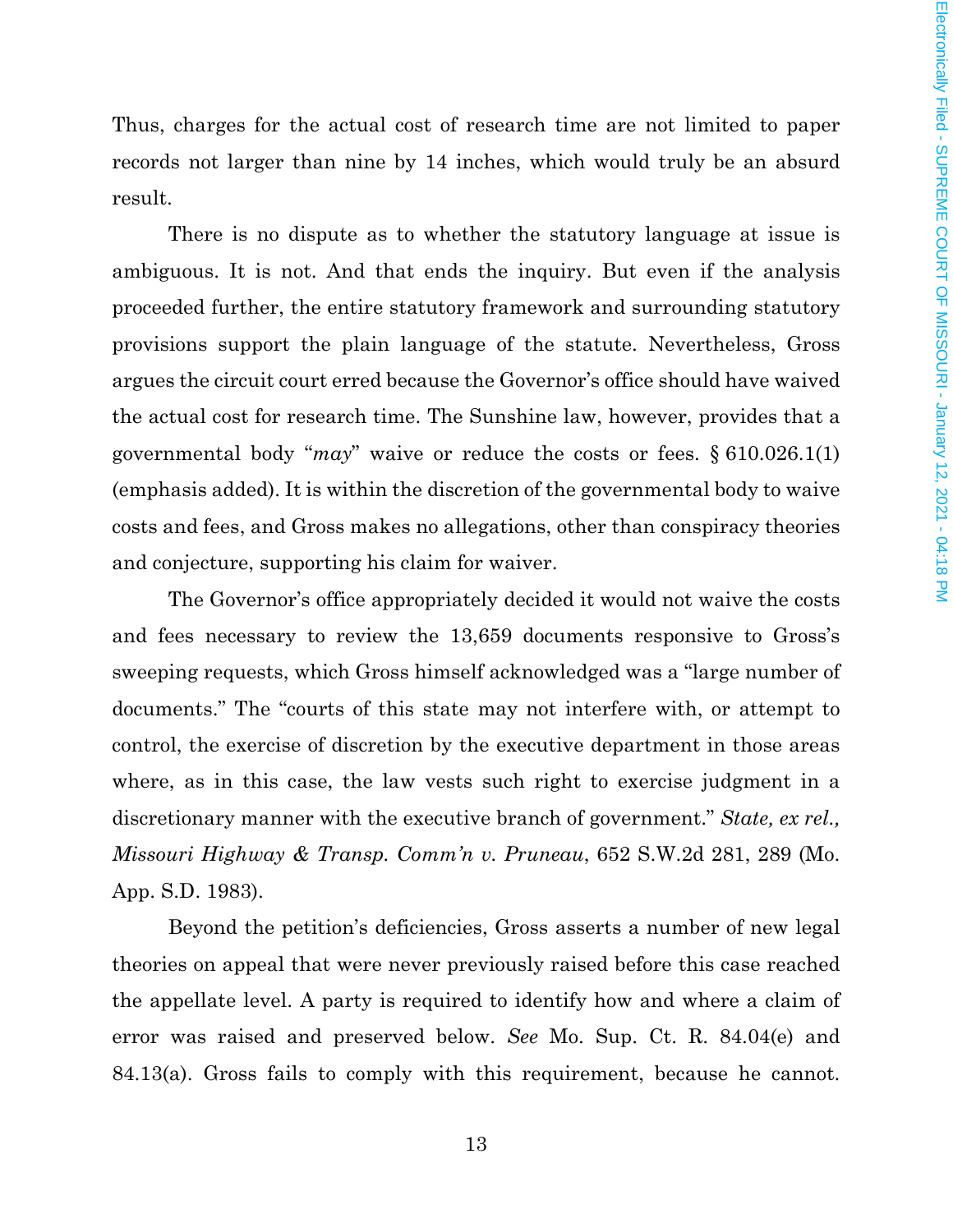Thus, charges for the actual cost of research time are not limited to paper records not larger than nine by 14 inches, which would truly be an absurd result.

There is no dispute as to whether the statutory language at issue is ambiguous. It is not. And that ends the inquiry. But even if the analysis proceeded further, the entire statutory framework and surrounding statutory provisions support the plain language of the statute. Nevertheless, Gross argues the circuit court erred because the Governor's office should have waived the actual cost for research time. The Sunshine law, however, provides that a governmental body "*may*" waive or reduce the costs or fees. § 610.026.1(1) (emphasis added). It is within the discretion of the governmental body to waive costs and fees, and Gross makes no allegations, other than conspiracy theories and conjecture, supporting his claim for waiver.

The Governor's office appropriately decided it would not waive the costs and fees necessary to review the 13,659 documents responsive to Gross's sweeping requests, which Gross himself acknowledged was a "large number of documents." The "courts of this state may not interfere with, or attempt to control, the exercise of discretion by the executive department in those areas where, as in this case, the law vests such right to exercise judgment in a discretionary manner with the executive branch of government." *State, ex rel., Missouri Highway & Transp. Comm'n v. Pruneau*, 652 S.W.2d 281, 289 (Mo. App. S.D. 1983).

Beyond the petition's deficiencies, Gross asserts a number of new legal theories on appeal that were never previously raised before this case reached the appellate level. A party is required to identify how and where a claim of error was raised and preserved below. *See* Mo. Sup. Ct. R. 84.04(e) and 84.13(a). Gross fails to comply with this requirement, because he cannot.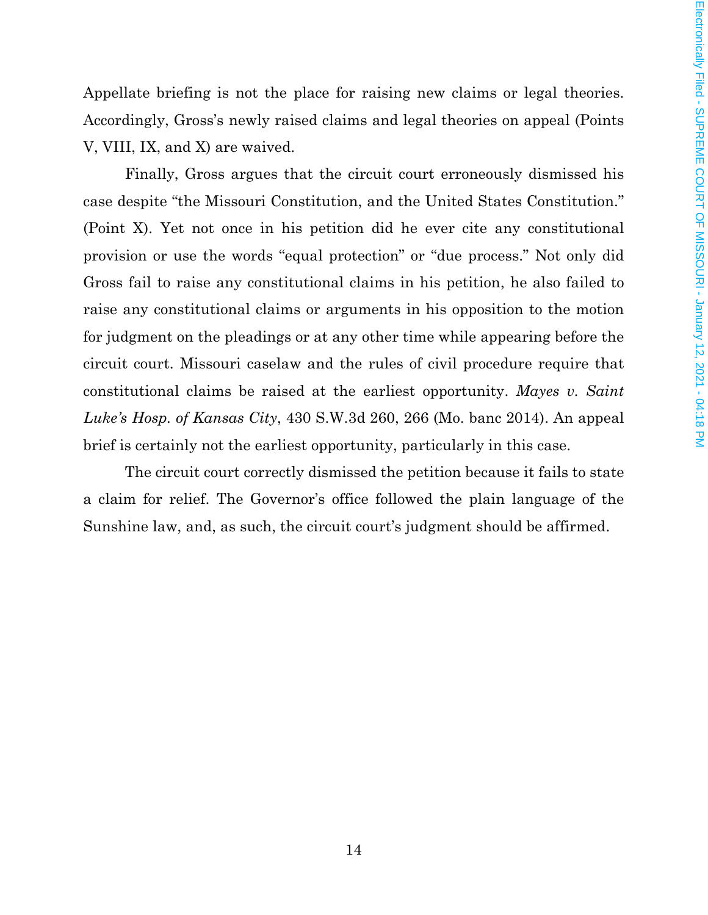Appellate briefing is not the place for raising new claims or legal theories. Accordingly, Gross's newly raised claims and legal theories on appeal (Points V, VIII, IX, and X) are waived.

Finally, Gross argues that the circuit court erroneously dismissed his case despite "the Missouri Constitution, and the United States Constitution." (Point X). Yet not once in his petition did he ever cite any constitutional provision or use the words "equal protection" or "due process." Not only did Gross fail to raise any constitutional claims in his petition, he also failed to raise any constitutional claims or arguments in his opposition to the motion for judgment on the pleadings or at any other time while appearing before the circuit court. Missouri caselaw and the rules of civil procedure require that constitutional claims be raised at the earliest opportunity. *Mayes v. Saint Luke's Hosp. of Kansas City*, 430 S.W.3d 260, 266 (Mo. banc 2014). An appeal brief is certainly not the earliest opportunity, particularly in this case.

The circuit court correctly dismissed the petition because it fails to state a claim for relief. The Governor's office followed the plain language of the Sunshine law, and, as such, the circuit court's judgment should be affirmed.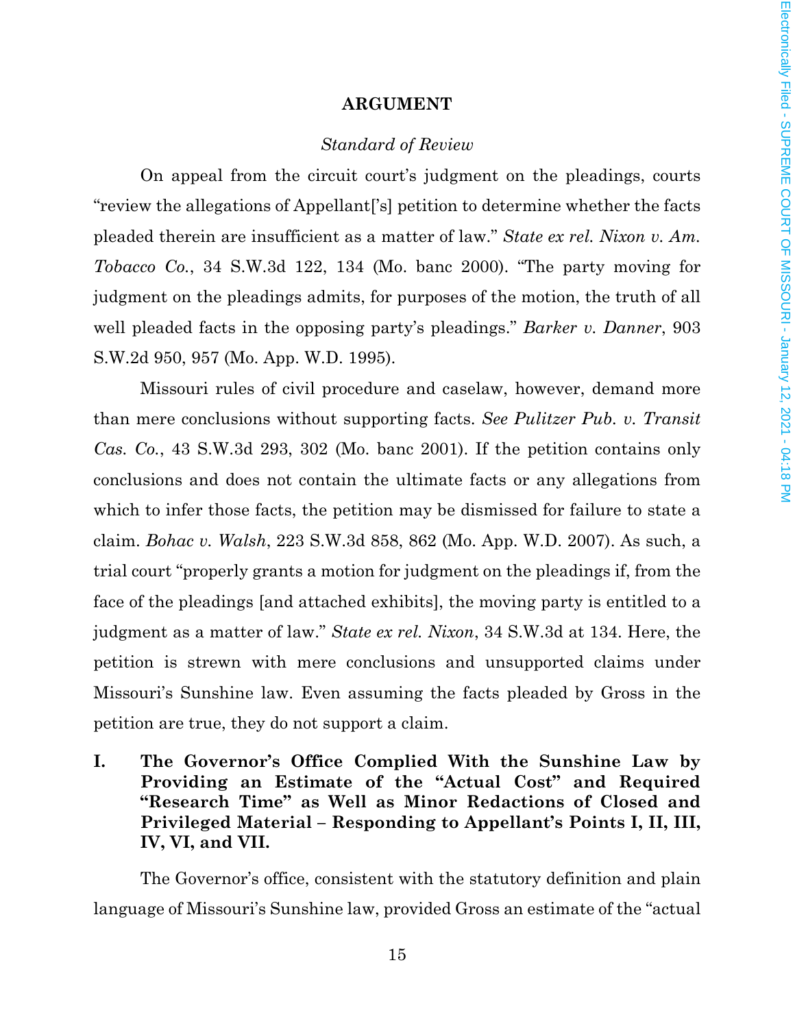## ARGUMENT

### *Standard of Review*

On appeal from the circuit court's judgment on the pleadings, courts "review the allegations of Appellant['s] petition to determine whether the facts pleaded therein are insufficient as a matter of law." *State ex rel. Nixon v. Am. Tobacco Co.*, 34 S.W.3d 122, 134 (Mo. banc 2000). "The party moving for judgment on the pleadings admits, for purposes of the motion, the truth of all well pleaded facts in the opposing party's pleadings." *Barker v. Danner*, 903 S.W.2d 950, 957 (Mo. App. W.D. 1995).

Missouri rules of civil procedure and caselaw, however, demand more than mere conclusions without supporting facts. *See Pulitzer Pub. v. Transit Cas. Co.*, 43 S.W.3d 293, 302 (Mo. banc 2001). If the petition contains only conclusions and does not contain the ultimate facts or any allegations from which to infer those facts, the petition may be dismissed for failure to state a claim. *Bohac v. Walsh*, 223 S.W.3d 858, 862 (Mo. App. W.D. 2007). As such, a trial court "properly grants a motion for judgment on the pleadings if, from the face of the pleadings [and attached exhibits], the moving party is entitled to a judgment as a matter of law." *State ex rel. Nixon*, 34 S.W.3d at 134. Here, the petition is strewn with mere conclusions and unsupported claims under Missouri's Sunshine law. Even assuming the facts pleaded by Gross in the petition are true, they do not support a claim.

### I. The Governor's Office Complied With the Sunshine Law by Providing an Estimate of the "Actual Cost" and Required "Research Time" as Well as Minor Redactions of Closed and Privileged Material – Responding to Appellant's Points I, II, III, IV, VI, and VII.

The Governor's office, consistent with the statutory definition and plain language of Missouri's Sunshine law, provided Gross an estimate of the "actual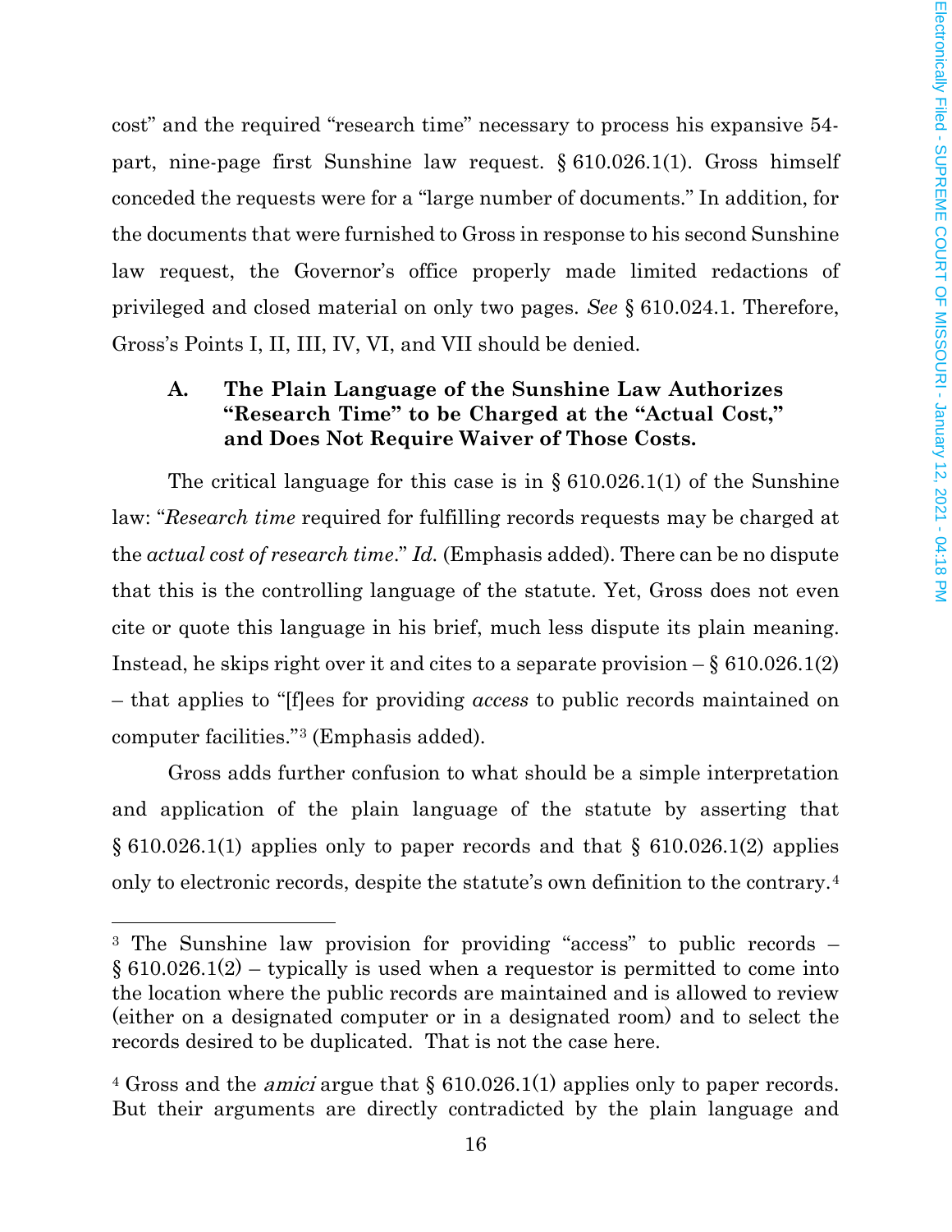cost" and the required "research time" necessary to process his expansive 54-part, nine-page first Sunshine law request. § 610.026.1(1). Gross himself conceded the requests were for a "large number of documents." In addition, for the documents that were furnished to Gross in response to his second Sunshine law request, the Governor's office properly made limited redactions of privileged and closed material on only two pages. *See* § 610.024.1. Therefore, Gross's Points I, II, III, IV, VI, and VII should be denied.

### A. The Plain Language of the Sunshine Law Authorizes "Research Time" to be Charged at the "Actual Cost," and Does Not Require Waiver of Those Costs.

The critical language for this case is in § 610.026.1(1) of the Sunshine law: "*Research time* required for fulfilling records requests may be charged at the *actual cost of research time*." *Id.* (Emphasis added). There can be no dispute that this is the controlling language of the statute. Yet, Gross does not even cite or quote this language in his brief, much less dispute its plain meaning. Instead, he skips right over it and cites to a separate provision – § 610.026.1(2) – that applies to "[f]ees for providing *access* to public records maintained on computer facilities."[3] (Emphasis added).

Gross adds further confusion to what should be a simple interpretation and application of the plain language of the statute by asserting that § 610.026.1(1) applies only to paper records and that § 610.026.1(2) applies only to electronic records, despite the statute's own definition to the contrary.[4]

---

[3] The Sunshine law provision for providing "access" to public records – § 610.026.1(2) – typically is used when a requestor is permitted to come into the location where the public records are maintained and is allowed to review (either on a designated computer or in a designated room) and to select the records desired to be duplicated. That is not the case here.

[4] Gross and the *amici* argue that § 610.026.1(1) applies only to paper records. But their arguments are directly contradicted by the plain language and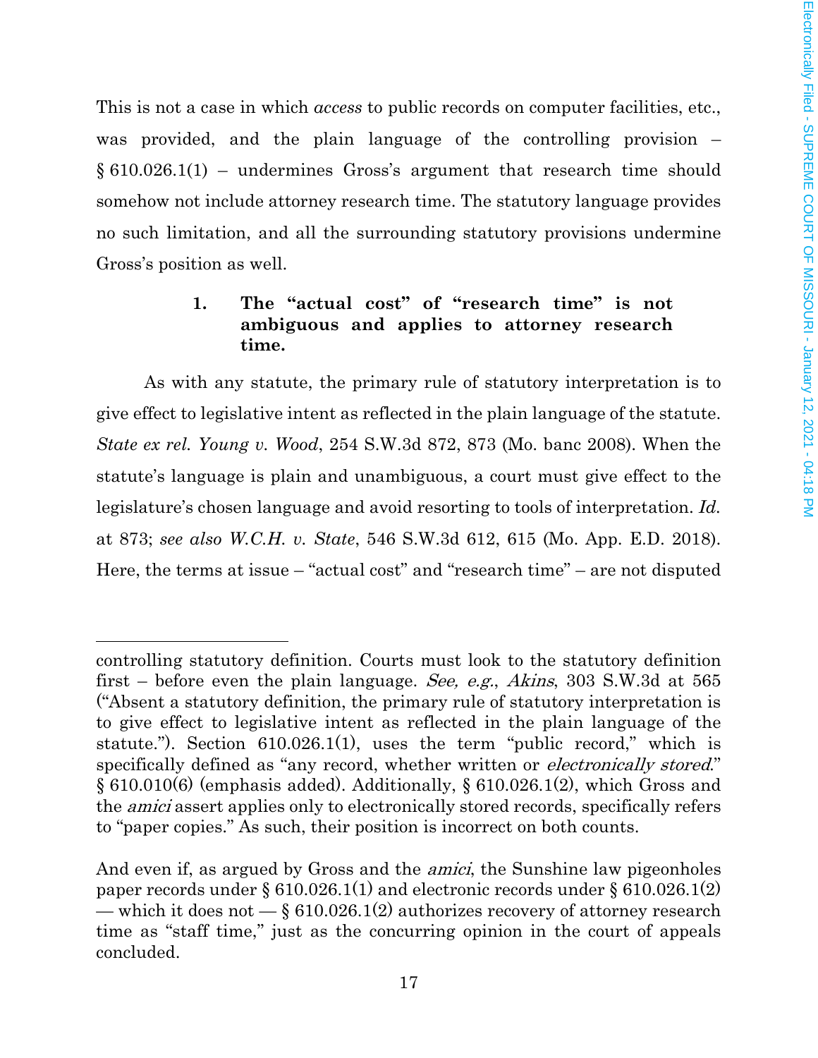This is not a case in which *access* to public records on computer facilities, etc., was provided, and the plain language of the controlling provision – § 610.026.1(1) – undermines Gross's argument that research time should somehow not include attorney research time. The statutory language provides no such limitation, and all the surrounding statutory provisions undermine Gross's position as well.

### 1. The "actual cost" of "research time" is not ambiguous and applies to attorney research time.

As with any statute, the primary rule of statutory interpretation is to give effect to legislative intent as reflected in the plain language of the statute. *State ex rel. Young v. Wood*, 254 S.W.3d 872, 873 (Mo. banc 2008). When the statute's language is plain and unambiguous, a court must give effect to the legislature's chosen language and avoid resorting to tools of interpretation. *Id.* at 873; *see also W.C.H. v. State*, 546 S.W.3d 612, 615 (Mo. App. E.D. 2018). Here, the terms at issue – "actual cost" and "research time" – are not disputed

---

controlling statutory definition. Courts must look to the statutory definition first – before even the plain language. *See, e.g.*, *Akins*, 303 S.W.3d at 565 ("Absent a statutory definition, the primary rule of statutory interpretation is to give effect to legislative intent as reflected in the plain language of the statute."). Section 610.026.1(1), uses the term "public record," which is specifically defined as "any record, whether written or *electronically stored*." § 610.010(6) (emphasis added). Additionally, § 610.026.1(2), which Gross and the *amici* assert applies only to electronically stored records, specifically refers to "paper copies." As such, their position is incorrect on both counts.

And even if, as argued by Gross and the *amici*, the Sunshine law pigeonholes paper records under § 610.026.1(1) and electronic records under § 610.026.1(2) — which it does not — § 610.026.1(2) authorizes recovery of attorney research time as "staff time," just as the concurring opinion in the court of appeals concluded.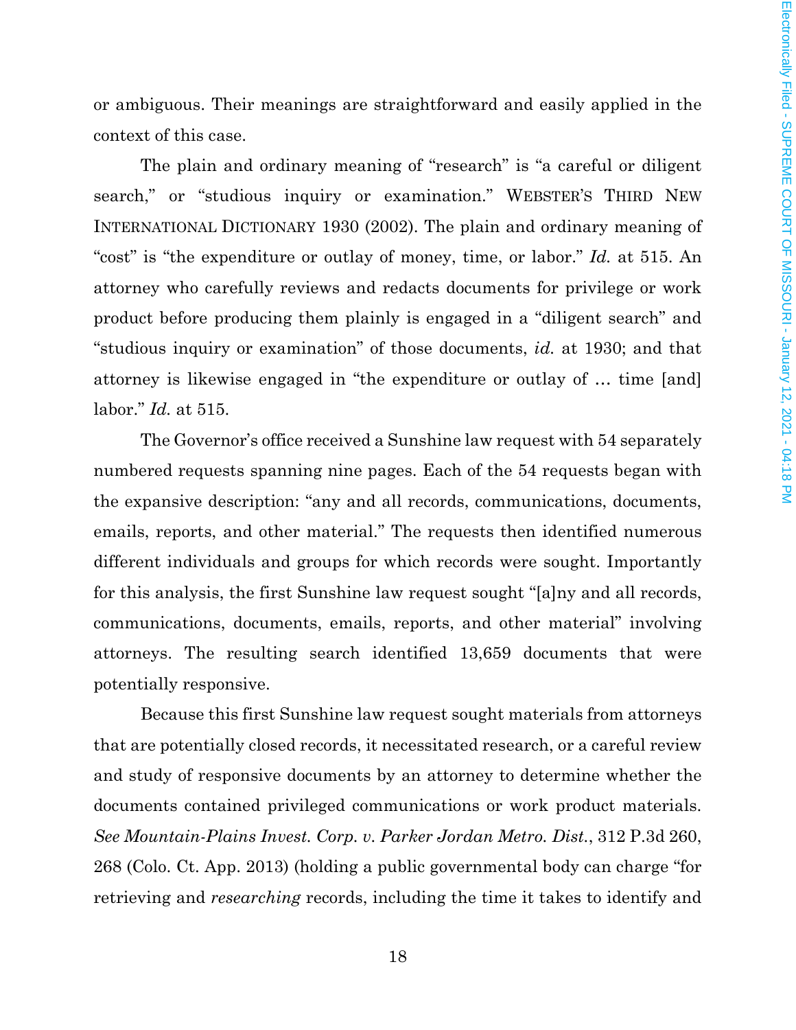or ambiguous. Their meanings are straightforward and easily applied in the context of this case.

The plain and ordinary meaning of "research" is "a careful or diligent search," or "studious inquiry or examination." WEBSTER'S THIRD NEW INTERNATIONAL DICTIONARY 1930 (2002). The plain and ordinary meaning of "cost" is "the expenditure or outlay of money, time, or labor." *Id.* at 515. An attorney who carefully reviews and redacts documents for privilege or work product before producing them plainly is engaged in a "diligent search" and "studious inquiry or examination" of those documents, *id.* at 1930; and that attorney is likewise engaged in "the expenditure or outlay of … time [and] labor." *Id.* at 515.

The Governor's office received a Sunshine law request with 54 separately numbered requests spanning nine pages. Each of the 54 requests began with the expansive description: "any and all records, communications, documents, emails, reports, and other material." The requests then identified numerous different individuals and groups for which records were sought. Importantly for this analysis, the first Sunshine law request sought "[a]ny and all records, communications, documents, emails, reports, and other material" involving attorneys. The resulting search identified 13,659 documents that were potentially responsive.

Because this first Sunshine law request sought materials from attorneys that are potentially closed records, it necessitated research, or a careful review and study of responsive documents by an attorney to determine whether the documents contained privileged communications or work product materials. *See Mountain-Plains Invest. Corp. v. Parker Jordan Metro. Dist.*, 312 P.3d 260, 268 (Colo. Ct. App. 2013) (holding a public governmental body can charge "for retrieving and *researching* records, including the time it takes to identify and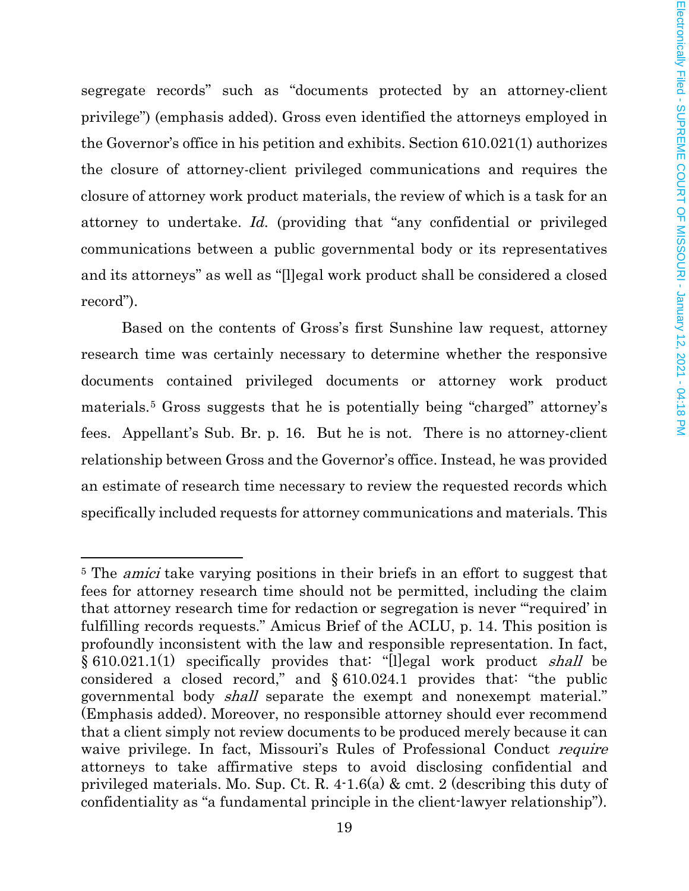segregate records" such as "documents protected by an attorney-client privilege") (emphasis added). Gross even identified the attorneys employed in the Governor's office in his petition and exhibits. Section 610.021(1) authorizes the closure of attorney-client privileged communications and requires the closure of attorney work product materials, the review of which is a task for an attorney to undertake. *Id.* (providing that "any confidential or privileged communications between a public governmental body or its representatives and its attorneys" as well as "[l]egal work product shall be considered a closed record").

Based on the contents of Gross's first Sunshine law request, attorney research time was certainly necessary to determine whether the responsive documents contained privileged documents or attorney work product materials.[5] Gross suggests that he is potentially being "charged" attorney's fees. Appellant's Sub. Br. p. 16. But he is not. There is no attorney-client relationship between Gross and the Governor's office. Instead, he was provided an estimate of research time necessary to review the requested records which specifically included requests for attorney communications and materials. This

---

[5] The *amici* take varying positions in their briefs in an effort to suggest that fees for attorney research time should not be permitted, including the claim that attorney research time for redaction or segregation is never "'required' in fulfilling records requests." Amicus Brief of the ACLU, p. 14. This position is profoundly inconsistent with the law and responsible representation. In fact, § 610.021.1(1) specifically provides that: "[l]egal work product *shall* be considered a closed record," and § 610.024.1 provides that: "the public governmental body *shall* separate the exempt and nonexempt material." (Emphasis added). Moreover, no responsible attorney should ever recommend that a client simply not review documents to be produced merely because it can waive privilege. In fact, Missouri's Rules of Professional Conduct *require* attorneys to take affirmative steps to avoid disclosing confidential and privileged materials. Mo. Sup. Ct. R. 4-1.6(a) & cmt. 2 (describing this duty of confidentiality as "a fundamental principle in the client-lawyer relationship").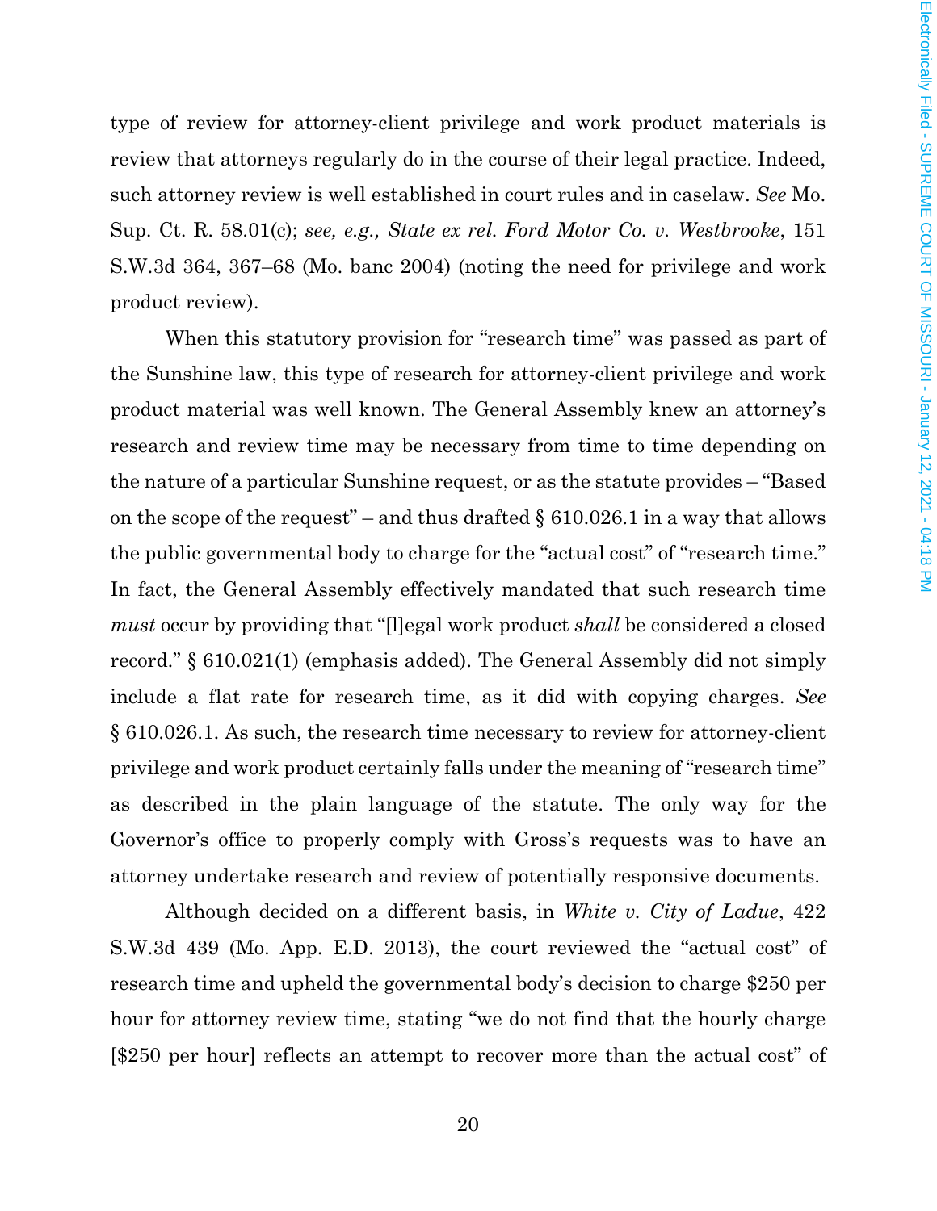type of review for attorney-client privilege and work product materials is review that attorneys regularly do in the course of their legal practice. Indeed, such attorney review is well established in court rules and in caselaw. *See* Mo. Sup. Ct. R. 58.01(c); *see, e.g., State ex rel. Ford Motor Co. v. Westbrooke*, 151 S.W.3d 364, 367–68 (Mo. banc 2004) (noting the need for privilege and work product review).

When this statutory provision for "research time" was passed as part of the Sunshine law, this type of research for attorney-client privilege and work product material was well known. The General Assembly knew an attorney's research and review time may be necessary from time to time depending on the nature of a particular Sunshine request, or as the statute provides – "Based on the scope of the request" – and thus drafted § 610.026.1 in a way that allows the public governmental body to charge for the "actual cost" of "research time." In fact, the General Assembly effectively mandated that such research time *must* occur by providing that "[l]egal work product *shall* be considered a closed record." § 610.021(1) (emphasis added). The General Assembly did not simply include a flat rate for research time, as it did with copying charges. *See* § 610.026.1. As such, the research time necessary to review for attorney-client privilege and work product certainly falls under the meaning of "research time" as described in the plain language of the statute. The only way for the Governor's office to properly comply with Gross's requests was to have an attorney undertake research and review of potentially responsive documents.

Although decided on a different basis, in *White v. City of Ladue*, 422 S.W.3d 439 (Mo. App. E.D. 2013), the court reviewed the "actual cost" of research time and upheld the governmental body's decision to charge $250 per hour for attorney review time, stating "we do not find that the hourly charge [$250 per hour] reflects an attempt to recover more than the actual cost" of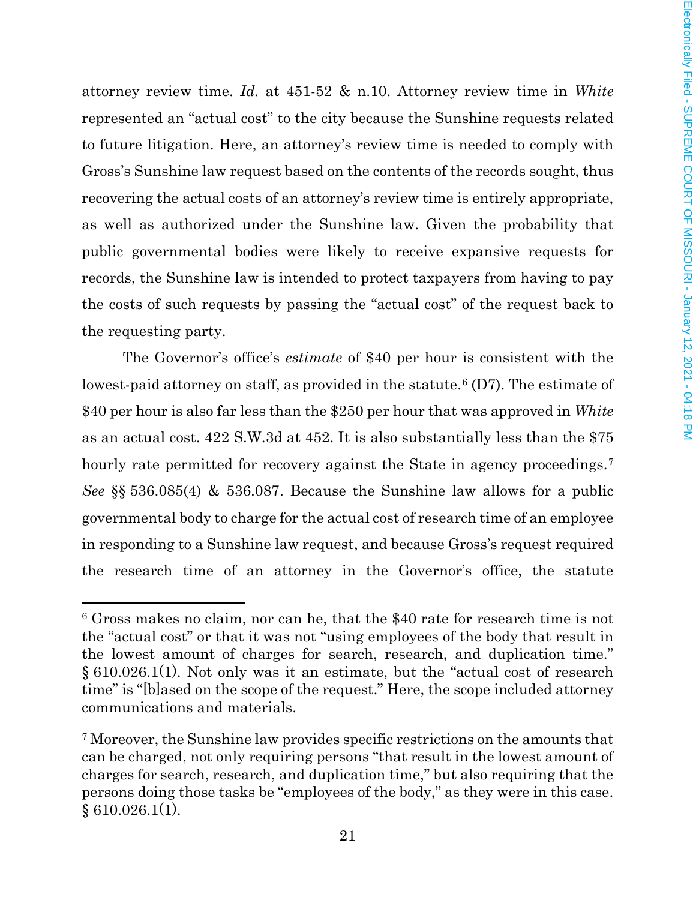attorney review time. *Id.* at 451-52 & n.10. Attorney review time in *White* represented an "actual cost" to the city because the Sunshine requests related to future litigation. Here, an attorney's review time is needed to comply with Gross's Sunshine law request based on the contents of the records sought, thus recovering the actual costs of an attorney's review time is entirely appropriate, as well as authorized under the Sunshine law. Given the probability that public governmental bodies were likely to receive expansive requests for records, the Sunshine law is intended to protect taxpayers from having to pay the costs of such requests by passing the "actual cost" of the request back to the requesting party.

The Governor's office's *estimate* of $40 per hour is consistent with the lowest-paid attorney on staff, as provided in the statute.[6] (D7). The estimate of $40 per hour is also far less than the $250 per hour that was approved in *White* as an actual cost. 422 S.W.3d at 452. It is also substantially less than the $75 hourly rate permitted for recovery against the State in agency proceedings.[7] *See* §§ 536.085(4) & 536.087. Because the Sunshine law allows for a public governmental body to charge for the actual cost of research time of an employee in responding to a Sunshine law request, and because Gross's request required the research time of an attorney in the Governor's office, the statute

---

[6] Gross makes no claim, nor can he, that the $40 rate for research time is not the "actual cost" or that it was not "using employees of the body that result in the lowest amount of charges for search, research, and duplication time." § 610.026.1(1). Not only was it an estimate, but the "actual cost of research time" is "[b]ased on the scope of the request." Here, the scope included attorney communications and materials.

[7] Moreover, the Sunshine law provides specific restrictions on the amounts that can be charged, not only requiring persons "that result in the lowest amount of charges for search, research, and duplication time," but also requiring that the persons doing those tasks be "employees of the body," as they were in this case. § 610.026.1(1).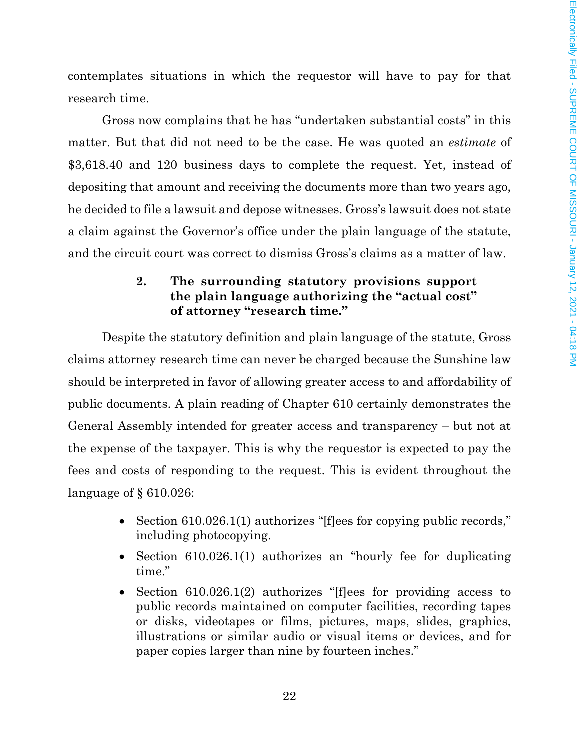contemplates situations in which the requestor will have to pay for that research time.

Gross now complains that he has "undertaken substantial costs" in this matter. But that did not need to be the case. He was quoted an *estimate* of $3,618.40 and 120 business days to complete the request. Yet, instead of depositing that amount and receiving the documents more than two years ago, he decided to file a lawsuit and depose witnesses. Gross's lawsuit does not state a claim against the Governor's office under the plain language of the statute, and the circuit court was correct to dismiss Gross's claims as a matter of law.

### 2. The surrounding statutory provisions support the plain language authorizing the "actual cost" of attorney "research time."

Despite the statutory definition and plain language of the statute, Gross claims attorney research time can never be charged because the Sunshine law should be interpreted in favor of allowing greater access to and affordability of public documents. A plain reading of Chapter 610 certainly demonstrates the General Assembly intended for greater access and transparency – but not at the expense of the taxpayer. This is why the requestor is expected to pay the fees and costs of responding to the request. This is evident throughout the language of § 610.026:

- Section 610.026.1(1) authorizes "[f]ees for copying public records," including photocopying.
- Section 610.026.1(1) authorizes an "hourly fee for duplicating time."
- Section 610.026.1(2) authorizes "[f]ees for providing access to public records maintained on computer facilities, recording tapes or disks, videotapes or films, pictures, maps, slides, graphics, illustrations or similar audio or visual items or devices, and for paper copies larger than nine by fourteen inches."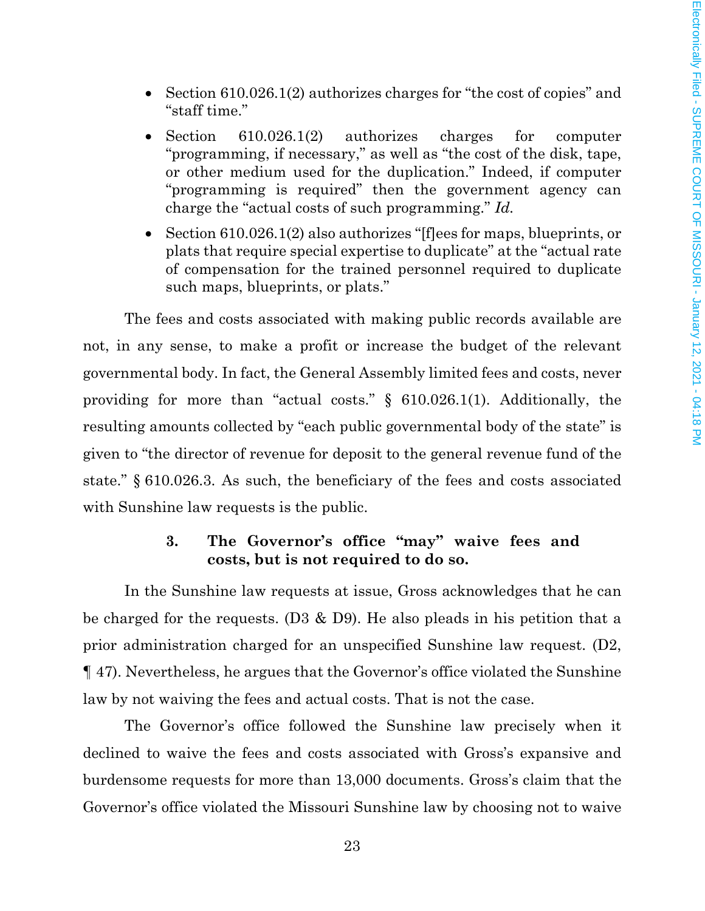- Section 610.026.1(2) authorizes charges for "the cost of copies" and "staff time."
- Section 610.026.1(2) authorizes charges for computer "programming, if necessary," as well as "the cost of the disk, tape, or other medium used for the duplication." Indeed, if computer "programming is required" then the government agency can charge the "actual costs of such programming." *Id.*
- Section 610.026.1(2) also authorizes "[f]ees for maps, blueprints, or plats that require special expertise to duplicate" at the "actual rate of compensation for the trained personnel required to duplicate such maps, blueprints, or plats."

The fees and costs associated with making public records available are not, in any sense, to make a profit or increase the budget of the relevant governmental body. In fact, the General Assembly limited fees and costs, never providing for more than "actual costs." § 610.026.1(1). Additionally, the resulting amounts collected by "each public governmental body of the state" is given to "the director of revenue for deposit to the general revenue fund of the state." § 610.026.3. As such, the beneficiary of the fees and costs associated with Sunshine law requests is the public.

### 3. The Governor's office "may" waive fees and costs, but is not required to do so.

In the Sunshine law requests at issue, Gross acknowledges that he can be charged for the requests. (D3 & D9). He also pleads in his petition that a prior administration charged for an unspecified Sunshine law request. (D2, ¶ 47). Nevertheless, he argues that the Governor's office violated the Sunshine law by not waiving the fees and actual costs. That is not the case.

The Governor's office followed the Sunshine law precisely when it declined to waive the fees and costs associated with Gross's expansive and burdensome requests for more than 13,000 documents. Gross's claim that the Governor's office violated the Missouri Sunshine law by choosing not to waive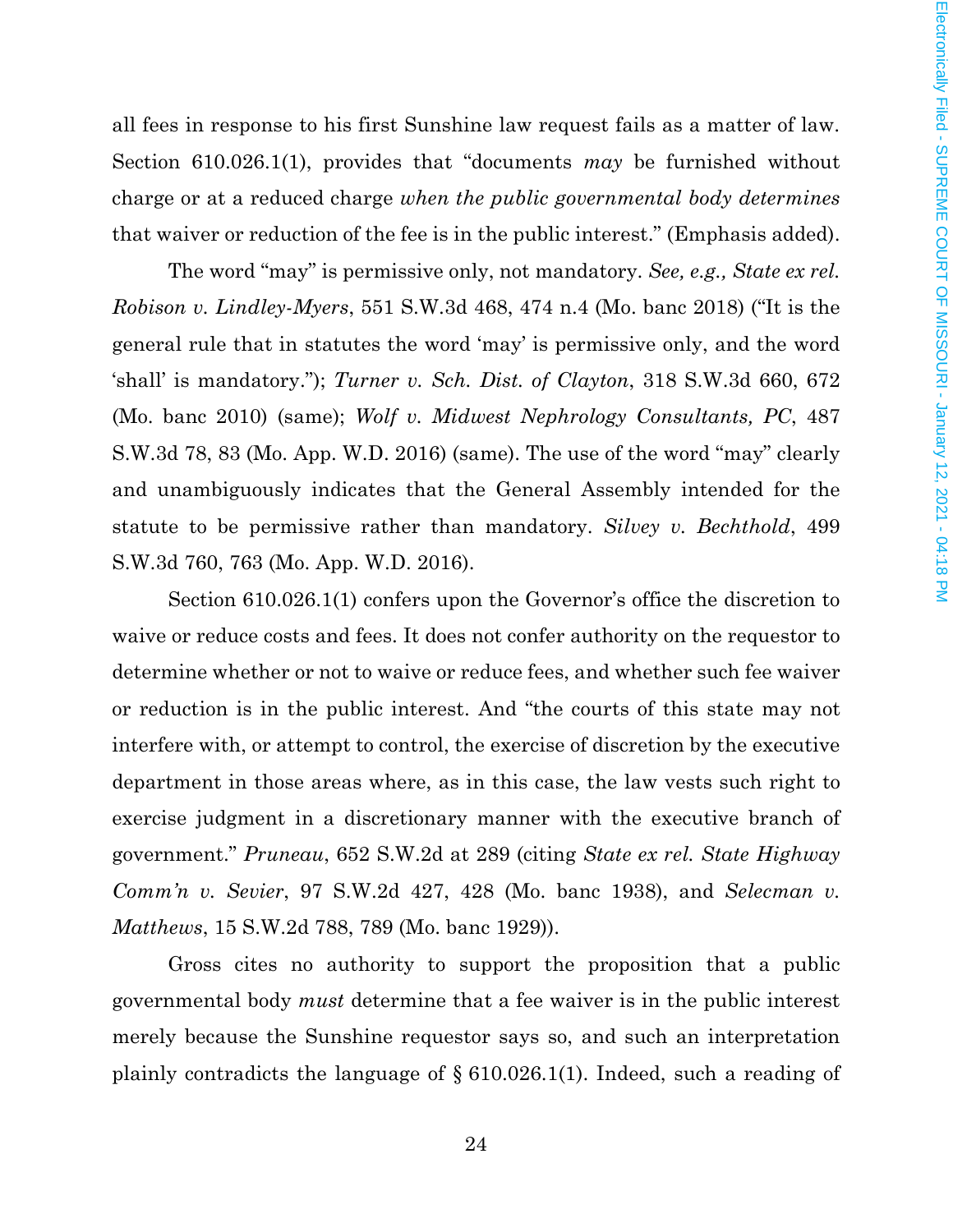all fees in response to his first Sunshine law request fails as a matter of law. Section 610.026.1(1), provides that "documents *may* be furnished without charge or at a reduced charge *when the public governmental body determines* that waiver or reduction of the fee is in the public interest." (Emphasis added).

The word "may" is permissive only, not mandatory. *See, e.g., State ex rel. Robison v. Lindley-Myers*, 551 S.W.3d 468, 474 n.4 (Mo. banc 2018) ("It is the general rule that in statutes the word 'may' is permissive only, and the word 'shall' is mandatory."); *Turner v. Sch. Dist. of Clayton*, 318 S.W.3d 660, 672 (Mo. banc 2010) (same); *Wolf v. Midwest Nephrology Consultants, PC*, 487 S.W.3d 78, 83 (Mo. App. W.D. 2016) (same). The use of the word "may" clearly and unambiguously indicates that the General Assembly intended for the statute to be permissive rather than mandatory. *Silvey v. Bechthold*, 499 S.W.3d 760, 763 (Mo. App. W.D. 2016).

Section 610.026.1(1) confers upon the Governor's office the discretion to waive or reduce costs and fees. It does not confer authority on the requestor to determine whether or not to waive or reduce fees, and whether such fee waiver or reduction is in the public interest. And "the courts of this state may not interfere with, or attempt to control, the exercise of discretion by the executive department in those areas where, as in this case, the law vests such right to exercise judgment in a discretionary manner with the executive branch of government." *Pruneau*, 652 S.W.2d at 289 (citing *State ex rel. State Highway Comm'n v. Sevier*, 97 S.W.2d 427, 428 (Mo. banc 1938), and *Selecman v. Matthews*, 15 S.W.2d 788, 789 (Mo. banc 1929)).

Gross cites no authority to support the proposition that a public governmental body *must* determine that a fee waiver is in the public interest merely because the Sunshine requestor says so, and such an interpretation plainly contradicts the language of § 610.026.1(1). Indeed, such a reading of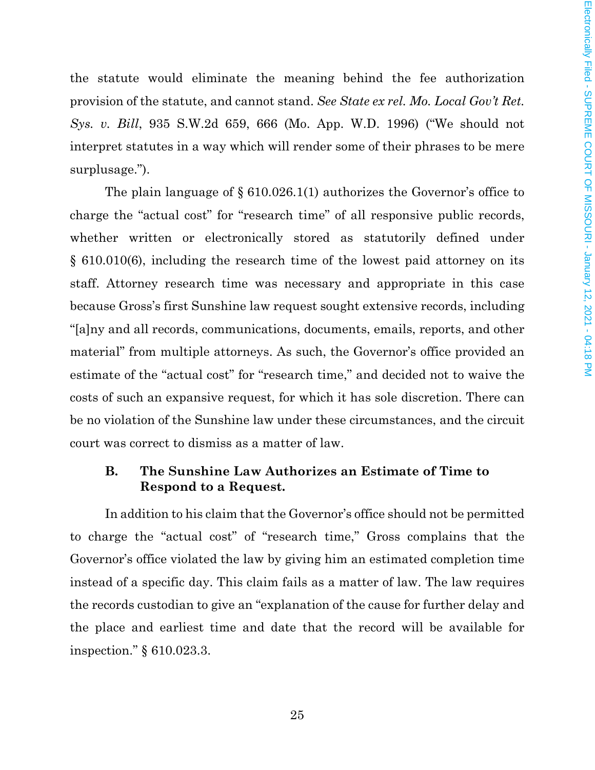the statute would eliminate the meaning behind the fee authorization provision of the statute, and cannot stand. *See State ex rel. Mo. Local Gov't Ret. Sys. v. Bill*, 935 S.W.2d 659, 666 (Mo. App. W.D. 1996) ("We should not interpret statutes in a way which will render some of their phrases to be mere surplusage.").

The plain language of § 610.026.1(1) authorizes the Governor's office to charge the "actual cost" for "research time" of all responsive public records, whether written or electronically stored as statutorily defined under § 610.010(6), including the research time of the lowest paid attorney on its staff. Attorney research time was necessary and appropriate in this case because Gross's first Sunshine law request sought extensive records, including "[a]ny and all records, communications, documents, emails, reports, and other material" from multiple attorneys. As such, the Governor's office provided an estimate of the "actual cost" for "research time," and decided not to waive the costs of such an expansive request, for which it has sole discretion. There can be no violation of the Sunshine law under these circumstances, and the circuit court was correct to dismiss as a matter of law.

### B. The Sunshine Law Authorizes an Estimate of Time to Respond to a Request.

In addition to his claim that the Governor's office should not be permitted to charge the "actual cost" of "research time," Gross complains that the Governor's office violated the law by giving him an estimated completion time instead of a specific day. This claim fails as a matter of law. The law requires the records custodian to give an "explanation of the cause for further delay and the place and earliest time and date that the record will be available for inspection." § 610.023.3.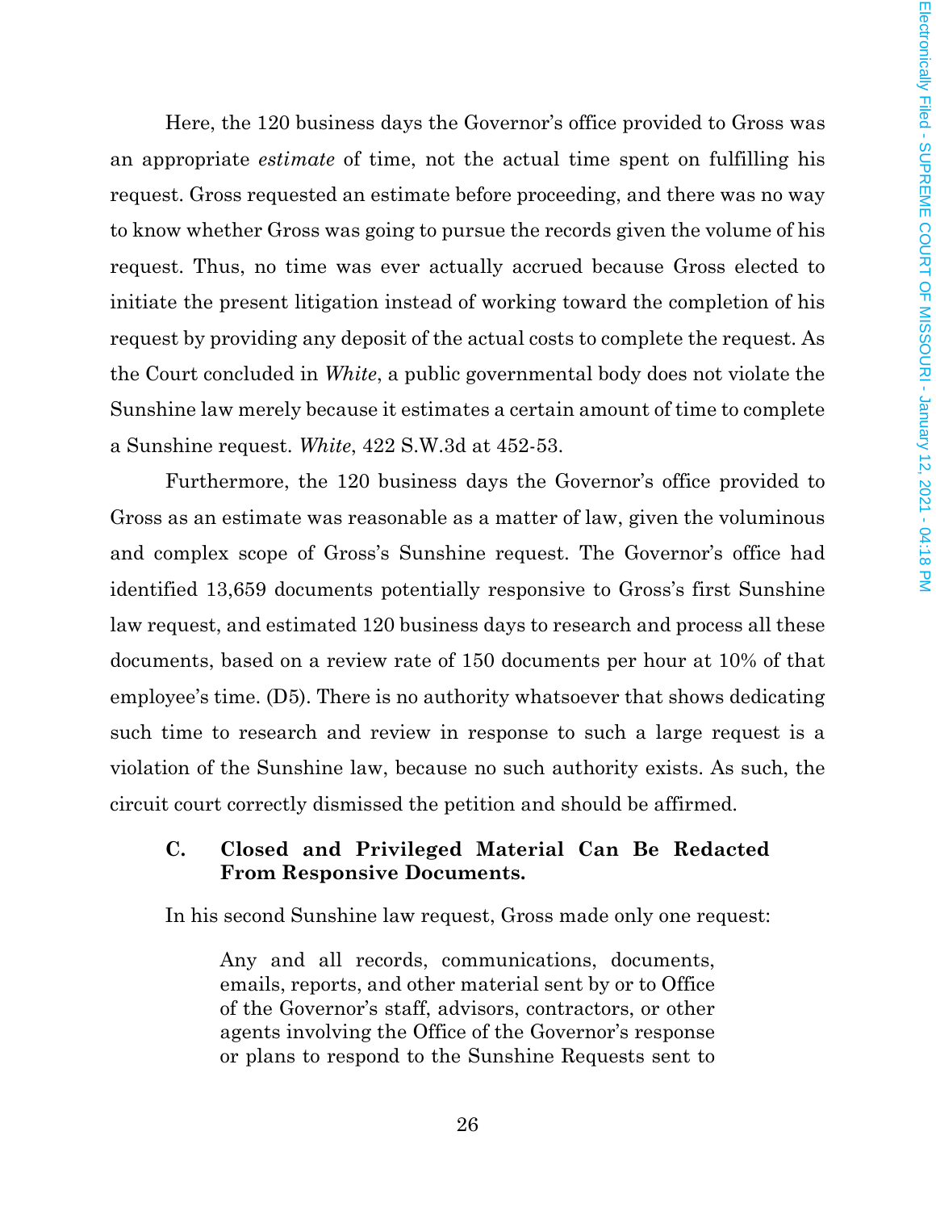Here, the 120 business days the Governor's office provided to Gross was an appropriate *estimate* of time, not the actual time spent on fulfilling his request. Gross requested an estimate before proceeding, and there was no way to know whether Gross was going to pursue the records given the volume of his request. Thus, no time was ever actually accrued because Gross elected to initiate the present litigation instead of working toward the completion of his request by providing any deposit of the actual costs to complete the request. As the Court concluded in *White*, a public governmental body does not violate the Sunshine law merely because it estimates a certain amount of time to complete a Sunshine request. *White*, 422 S.W.3d at 452-53.

Furthermore, the 120 business days the Governor's office provided to Gross as an estimate was reasonable as a matter of law, given the voluminous and complex scope of Gross's Sunshine request. The Governor's office had identified 13,659 documents potentially responsive to Gross's first Sunshine law request, and estimated 120 business days to research and process all these documents, based on a review rate of 150 documents per hour at 10% of that employee's time. (D5). There is no authority whatsoever that shows dedicating such time to research and review in response to such a large request is a violation of the Sunshine law, because no such authority exists. As such, the circuit court correctly dismissed the petition and should be affirmed.

### C. Closed and Privileged Material Can Be Redacted From Responsive Documents.

In his second Sunshine law request, Gross made only one request:

> Any and all records, communications, documents, emails, reports, and other material sent by or to Office of the Governor's staff, advisors, contractors, or other agents involving the Office of the Governor's response or plans to respond to the Sunshine Requests sent to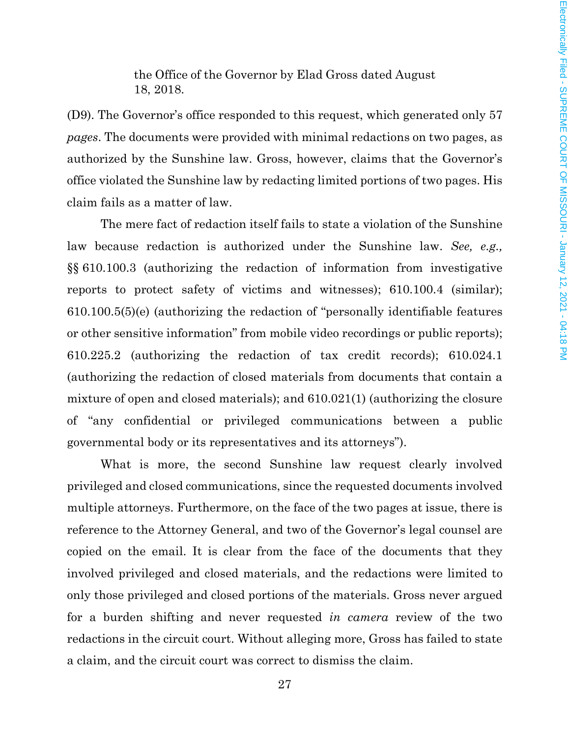the Office of the Governor by Elad Gross dated August 18, 2018.

(D9). The Governor's office responded to this request, which generated only 57 *pages*. The documents were provided with minimal redactions on two pages, as authorized by the Sunshine law. Gross, however, claims that the Governor's office violated the Sunshine law by redacting limited portions of two pages. His claim fails as a matter of law.

The mere fact of redaction itself fails to state a violation of the Sunshine law because redaction is authorized under the Sunshine law. *See, e.g.,* §§ 610.100.3 (authorizing the redaction of information from investigative reports to protect safety of victims and witnesses); 610.100.4 (similar); 610.100.5(5)(e) (authorizing the redaction of "personally identifiable features or other sensitive information" from mobile video recordings or public reports); 610.225.2 (authorizing the redaction of tax credit records); 610.024.1 (authorizing the redaction of closed materials from documents that contain a mixture of open and closed materials); and 610.021(1) (authorizing the closure of "any confidential or privileged communications between a public governmental body or its representatives and its attorneys").

What is more, the second Sunshine law request clearly involved privileged and closed communications, since the requested documents involved multiple attorneys. Furthermore, on the face of the two pages at issue, there is reference to the Attorney General, and two of the Governor's legal counsel are copied on the email. It is clear from the face of the documents that they involved privileged and closed materials, and the redactions were limited to only those privileged and closed portions of the materials. Gross never argued for a burden shifting and never requested *in camera* review of the two redactions in the circuit court. Without alleging more, Gross has failed to state a claim, and the circuit court was correct to dismiss the claim.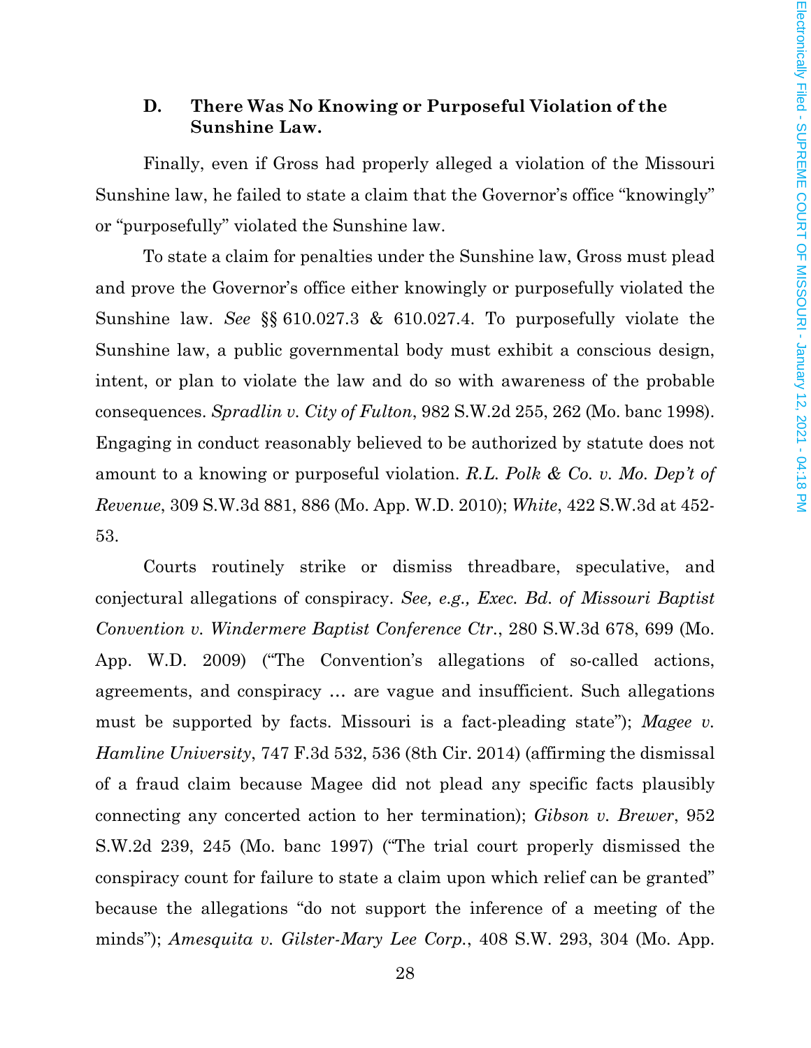### D. There Was No Knowing or Purposeful Violation of the Sunshine Law.

Finally, even if Gross had properly alleged a violation of the Missouri Sunshine law, he failed to state a claim that the Governor's office "knowingly" or "purposefully" violated the Sunshine law.

To state a claim for penalties under the Sunshine law, Gross must plead and prove the Governor's office either knowingly or purposefully violated the Sunshine law. *See* §§ 610.027.3 & 610.027.4. To purposefully violate the Sunshine law, a public governmental body must exhibit a conscious design, intent, or plan to violate the law and do so with awareness of the probable consequences. *Spradlin v. City of Fulton*, 982 S.W.2d 255, 262 (Mo. banc 1998). Engaging in conduct reasonably believed to be authorized by statute does not amount to a knowing or purposeful violation. *R.L. Polk & Co. v. Mo. Dep't of Revenue*, 309 S.W.3d 881, 886 (Mo. App. W.D. 2010); *White*, 422 S.W.3d at 452-53.

Courts routinely strike or dismiss threadbare, speculative, and conjectural allegations of conspiracy. *See, e.g., Exec. Bd. of Missouri Baptist Convention v. Windermere Baptist Conference Ctr.*, 280 S.W.3d 678, 699 (Mo. App. W.D. 2009) ("The Convention's allegations of so-called actions, agreements, and conspiracy … are vague and insufficient. Such allegations must be supported by facts. Missouri is a fact-pleading state"); *Magee v. Hamline University*, 747 F.3d 532, 536 (8th Cir. 2014) (affirming the dismissal of a fraud claim because Magee did not plead any specific facts plausibly connecting any concerted action to her termination); *Gibson v. Brewer*, 952 S.W.2d 239, 245 (Mo. banc 1997) ("The trial court properly dismissed the conspiracy count for failure to state a claim upon which relief can be granted" because the allegations "do not support the inference of a meeting of the minds"); *Amesquita v. Gilster-Mary Lee Corp.*, 408 S.W. 293, 304 (Mo. App.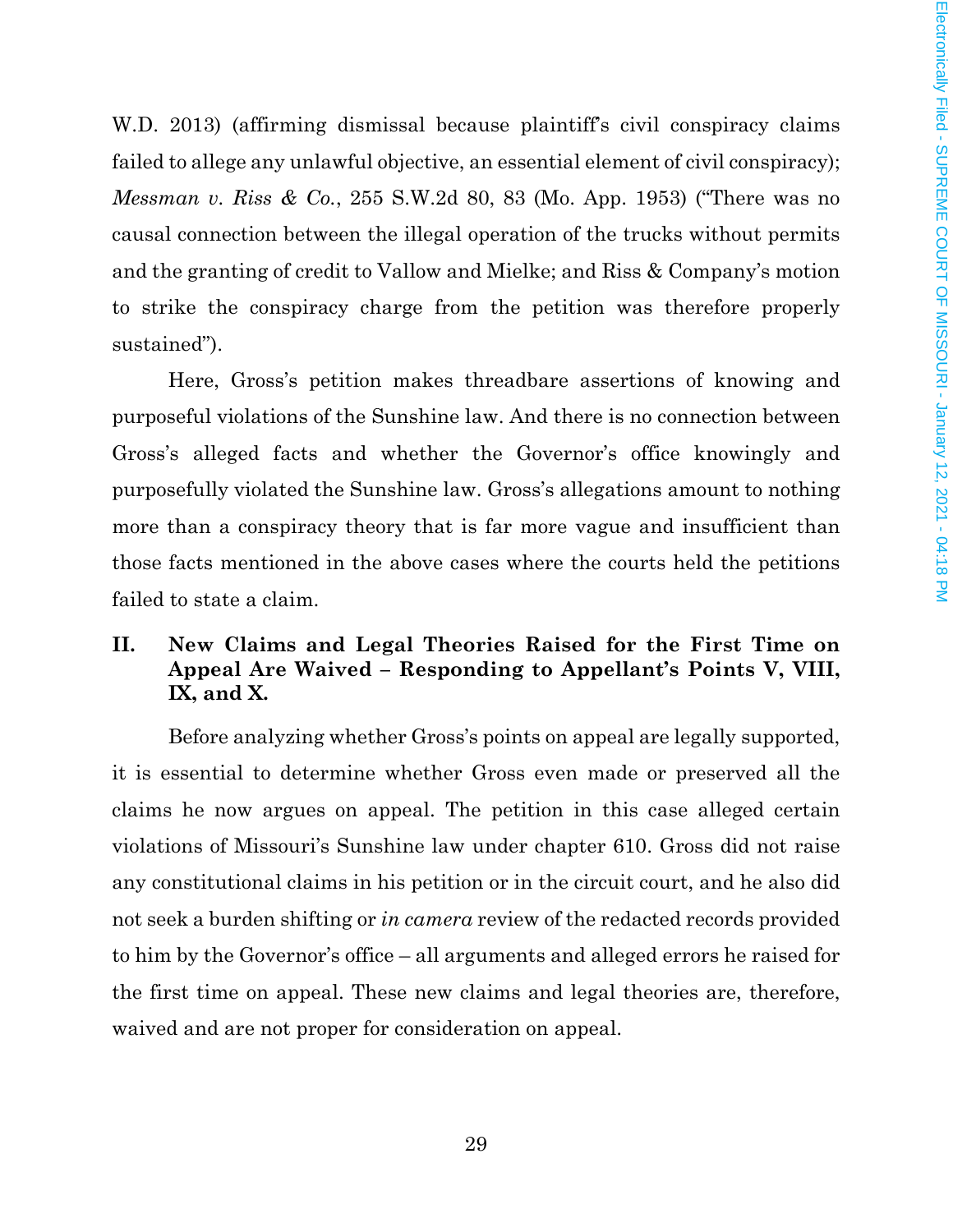W.D. 2013) (affirming dismissal because plaintiff's civil conspiracy claims failed to allege any unlawful objective, an essential element of civil conspiracy); *Messman v. Riss & Co.*, 255 S.W.2d 80, 83 (Mo. App. 1953) ("There was no causal connection between the illegal operation of the trucks without permits and the granting of credit to Vallow and Mielke; and Riss & Company's motion to strike the conspiracy charge from the petition was therefore properly sustained").

Here, Gross's petition makes threadbare assertions of knowing and purposeful violations of the Sunshine law. And there is no connection between Gross's alleged facts and whether the Governor's office knowingly and purposefully violated the Sunshine law. Gross's allegations amount to nothing more than a conspiracy theory that is far more vague and insufficient than those facts mentioned in the above cases where the courts held the petitions failed to state a claim.

## II. New Claims and Legal Theories Raised for the First Time on Appeal Are Waived – Responding to Appellant's Points V, VIII, IX, and X.

Before analyzing whether Gross's points on appeal are legally supported, it is essential to determine whether Gross even made or preserved all the claims he now argues on appeal. The petition in this case alleged certain violations of Missouri's Sunshine law under chapter 610. Gross did not raise any constitutional claims in his petition or in the circuit court, and he also did not seek a burden shifting or *in camera* review of the redacted records provided to him by the Governor's office – all arguments and alleged errors he raised for the first time on appeal. These new claims and legal theories are, therefore, waived and are not proper for consideration on appeal.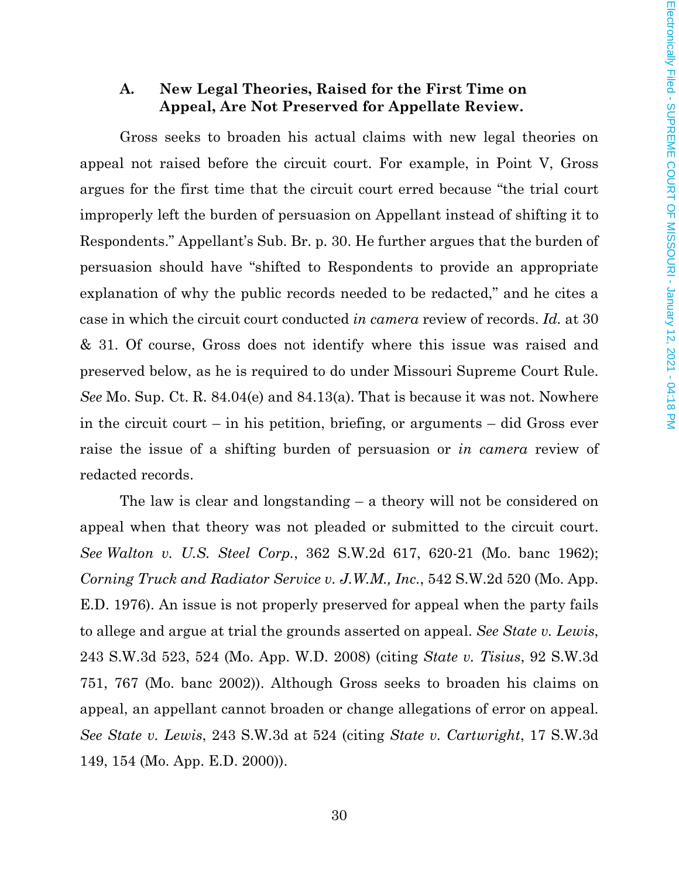### A. New Legal Theories, Raised for the First Time on Appeal, Are Not Preserved for Appellate Review.

Gross seeks to broaden his actual claims with new legal theories on appeal not raised before the circuit court. For example, in Point V, Gross argues for the first time that the circuit court erred because "the trial court improperly left the burden of persuasion on Appellant instead of shifting it to Respondents." Appellant's Sub. Br. p. 30. He further argues that the burden of persuasion should have "shifted to Respondents to provide an appropriate explanation of why the public records needed to be redacted," and he cites a case in which the circuit court conducted *in camera* review of records. *Id.* at 30 & 31. Of course, Gross does not identify where this issue was raised and preserved below, as he is required to do under Missouri Supreme Court Rule. *See* Mo. Sup. Ct. R. 84.04(e) and 84.13(a). That is because it was not. Nowhere in the circuit court – in his petition, briefing, or arguments – did Gross ever raise the issue of a shifting burden of persuasion or *in camera* review of redacted records.

The law is clear and longstanding – a theory will not be considered on appeal when that theory was not pleaded or submitted to the circuit court. *See Walton v. U.S. Steel Corp.*, 362 S.W.2d 617, 620-21 (Mo. banc 1962); *Corning Truck and Radiator Service v. J.W.M., Inc.*, 542 S.W.2d 520 (Mo. App. E.D. 1976). An issue is not properly preserved for appeal when the party fails to allege and argue at trial the grounds asserted on appeal. *See State v. Lewis*, 243 S.W.3d 523, 524 (Mo. App. W.D. 2008) (citing *State v. Tisius*, 92 S.W.3d 751, 767 (Mo. banc 2002)). Although Gross seeks to broaden his claims on appeal, an appellant cannot broaden or change allegations of error on appeal. *See State v. Lewis*, 243 S.W.3d at 524 (citing *State v. Cartwright*, 17 S.W.3d 149, 154 (Mo. App. E.D. 2000)).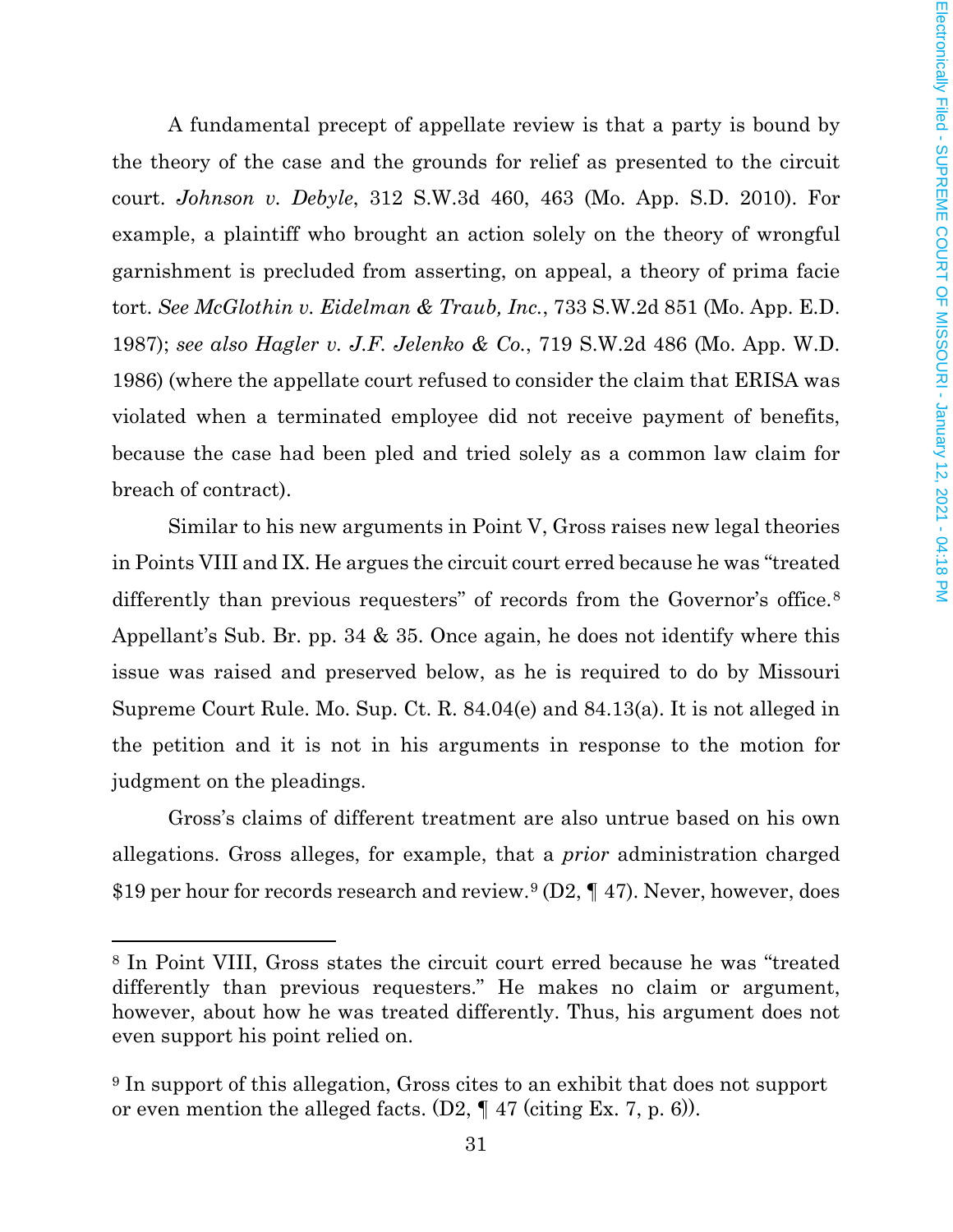A fundamental precept of appellate review is that a party is bound by the theory of the case and the grounds for relief as presented to the circuit court. *Johnson v. Debyle*, 312 S.W.3d 460, 463 (Mo. App. S.D. 2010). For example, a plaintiff who brought an action solely on the theory of wrongful garnishment is precluded from asserting, on appeal, a theory of prima facie tort. *See McGlothin v. Eidelman & Traub, Inc.*, 733 S.W.2d 851 (Mo. App. E.D. 1987); *see also Hagler v. J.F. Jelenko & Co.*, 719 S.W.2d 486 (Mo. App. W.D. 1986) (where the appellate court refused to consider the claim that ERISA was violated when a terminated employee did not receive payment of benefits, because the case had been pled and tried solely as a common law claim for breach of contract).

Similar to his new arguments in Point V, Gross raises new legal theories in Points VIII and IX. He argues the circuit court erred because he was "treated differently than previous requesters" of records from the Governor's office.[8] Appellant's Sub. Br. pp. 34 & 35. Once again, he does not identify where this issue was raised and preserved below, as he is required to do by Missouri Supreme Court Rule. Mo. Sup. Ct. R. 84.04(e) and 84.13(a). It is not alleged in the petition and it is not in his arguments in response to the motion for judgment on the pleadings.

Gross's claims of different treatment are also untrue based on his own allegations. Gross alleges, for example, that a *prior* administration charged $19 per hour for records research and review.[9] (D2, ¶ 47). Never, however, does

---

[8] In Point VIII, Gross states the circuit court erred because he was "treated differently than previous requesters." He makes no claim or argument, however, about how he was treated differently. Thus, his argument does not even support his point relied on.

[9] In support of this allegation, Gross cites to an exhibit that does not support or even mention the alleged facts. (D2, ¶ 47 (citing Ex. 7, p. 6)).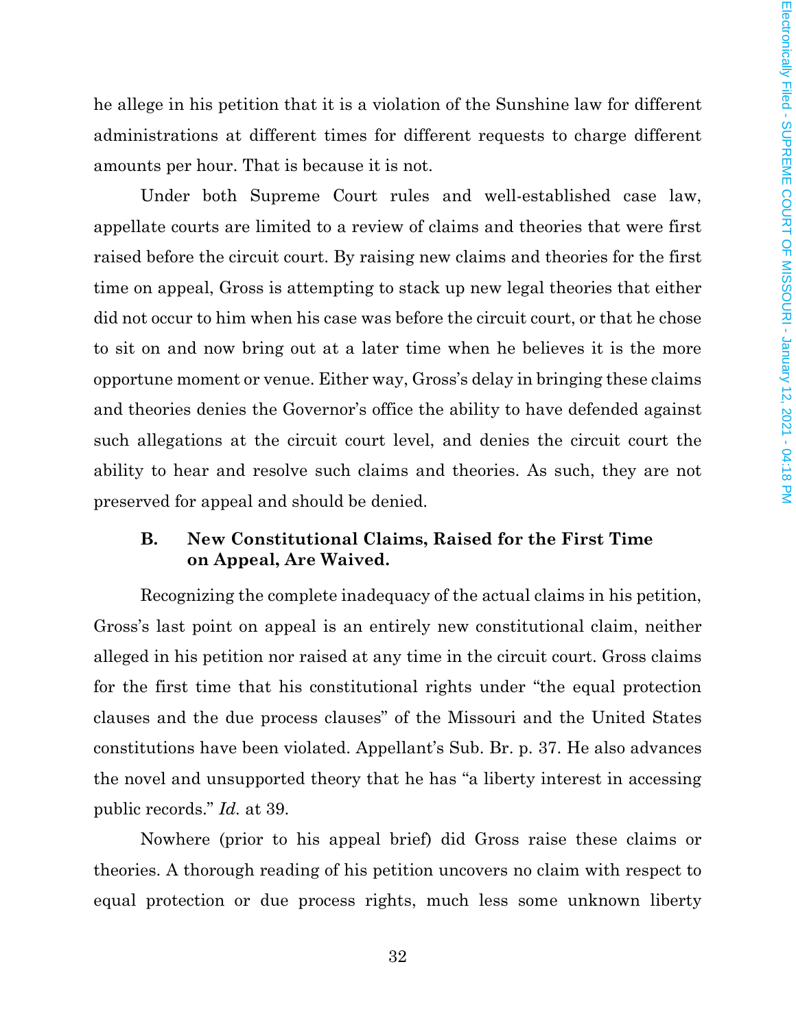he allege in his petition that it is a violation of the Sunshine law for different administrations at different times for different requests to charge different amounts per hour. That is because it is not.

Under both Supreme Court rules and well-established case law, appellate courts are limited to a review of claims and theories that were first raised before the circuit court. By raising new claims and theories for the first time on appeal, Gross is attempting to stack up new legal theories that either did not occur to him when his case was before the circuit court, or that he chose to sit on and now bring out at a later time when he believes it is the more opportune moment or venue. Either way, Gross's delay in bringing these claims and theories denies the Governor's office the ability to have defended against such allegations at the circuit court level, and denies the circuit court the ability to hear and resolve such claims and theories. As such, they are not preserved for appeal and should be denied.

### B. New Constitutional Claims, Raised for the First Time on Appeal, Are Waived.

Recognizing the complete inadequacy of the actual claims in his petition, Gross's last point on appeal is an entirely new constitutional claim, neither alleged in his petition nor raised at any time in the circuit court. Gross claims for the first time that his constitutional rights under "the equal protection clauses and the due process clauses" of the Missouri and the United States constitutions have been violated. Appellant's Sub. Br. p. 37. He also advances the novel and unsupported theory that he has "a liberty interest in accessing public records." *Id.* at 39.

Nowhere (prior to his appeal brief) did Gross raise these claims or theories. A thorough reading of his petition uncovers no claim with respect to equal protection or due process rights, much less some unknown liberty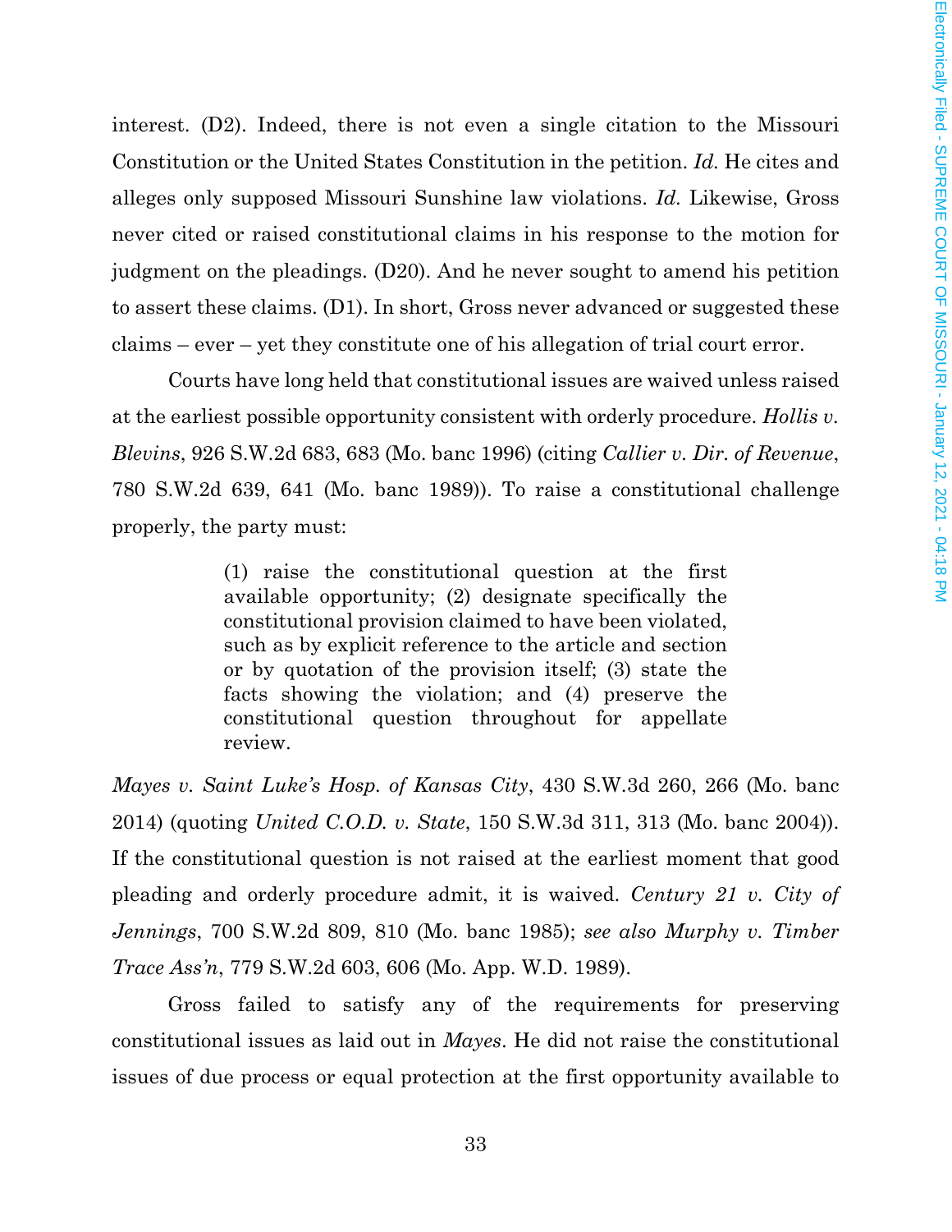interest. (D2). Indeed, there is not even a single citation to the Missouri Constitution or the United States Constitution in the petition. *Id.* He cites and alleges only supposed Missouri Sunshine law violations. *Id.* Likewise, Gross never cited or raised constitutional claims in his response to the motion for judgment on the pleadings. (D20). And he never sought to amend his petition to assert these claims. (D1). In short, Gross never advanced or suggested these claims – ever – yet they constitute one of his allegation of trial court error.

Courts have long held that constitutional issues are waived unless raised at the earliest possible opportunity consistent with orderly procedure. *Hollis v. Blevins*, 926 S.W.2d 683, 683 (Mo. banc 1996) (citing *Callier v. Dir. of Revenue*, 780 S.W.2d 639, 641 (Mo. banc 1989)). To raise a constitutional challenge properly, the party must:

> (1) raise the constitutional question at the first available opportunity; (2) designate specifically the constitutional provision claimed to have been violated, such as by explicit reference to the article and section or by quotation of the provision itself; (3) state the facts showing the violation; and (4) preserve the constitutional question throughout for appellate review.

*Mayes v. Saint Luke's Hosp. of Kansas City*, 430 S.W.3d 260, 266 (Mo. banc 2014) (quoting *United C.O.D. v. State*, 150 S.W.3d 311, 313 (Mo. banc 2004)). If the constitutional question is not raised at the earliest moment that good pleading and orderly procedure admit, it is waived. *Century 21 v. City of Jennings*, 700 S.W.2d 809, 810 (Mo. banc 1985); *see also Murphy v. Timber Trace Ass'n*, 779 S.W.2d 603, 606 (Mo. App. W.D. 1989).

Gross failed to satisfy any of the requirements for preserving constitutional issues as laid out in *Mayes*. He did not raise the constitutional issues of due process or equal protection at the first opportunity available to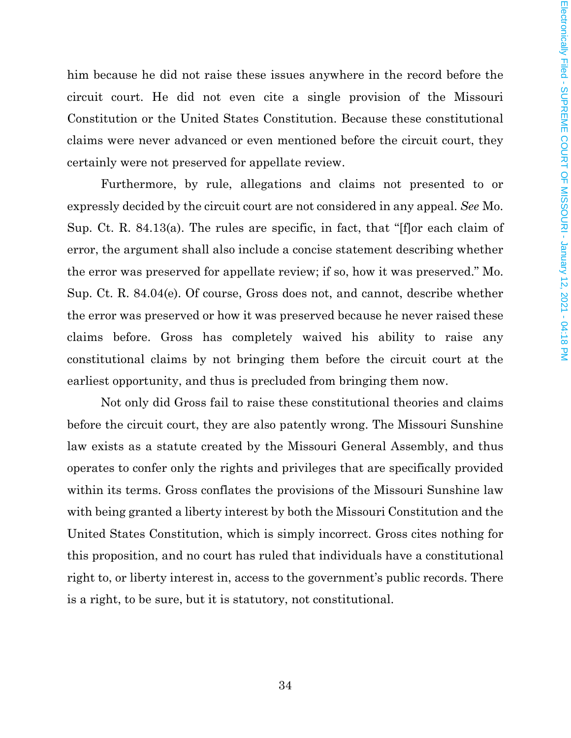him because he did not raise these issues anywhere in the record before the circuit court. He did not even cite a single provision of the Missouri Constitution or the United States Constitution. Because these constitutional claims were never advanced or even mentioned before the circuit court, they certainly were not preserved for appellate review.

Furthermore, by rule, allegations and claims not presented to or expressly decided by the circuit court are not considered in any appeal. *See* Mo. Sup. Ct. R. 84.13(a). The rules are specific, in fact, that "[f]or each claim of error, the argument shall also include a concise statement describing whether the error was preserved for appellate review; if so, how it was preserved." Mo. Sup. Ct. R. 84.04(e). Of course, Gross does not, and cannot, describe whether the error was preserved or how it was preserved because he never raised these claims before. Gross has completely waived his ability to raise any constitutional claims by not bringing them before the circuit court at the earliest opportunity, and thus is precluded from bringing them now.

Not only did Gross fail to raise these constitutional theories and claims before the circuit court, they are also patently wrong. The Missouri Sunshine law exists as a statute created by the Missouri General Assembly, and thus operates to confer only the rights and privileges that are specifically provided within its terms. Gross conflates the provisions of the Missouri Sunshine law with being granted a liberty interest by both the Missouri Constitution and the United States Constitution, which is simply incorrect. Gross cites nothing for this proposition, and no court has ruled that individuals have a constitutional right to, or liberty interest in, access to the government's public records. There is a right, to be sure, but it is statutory, not constitutional.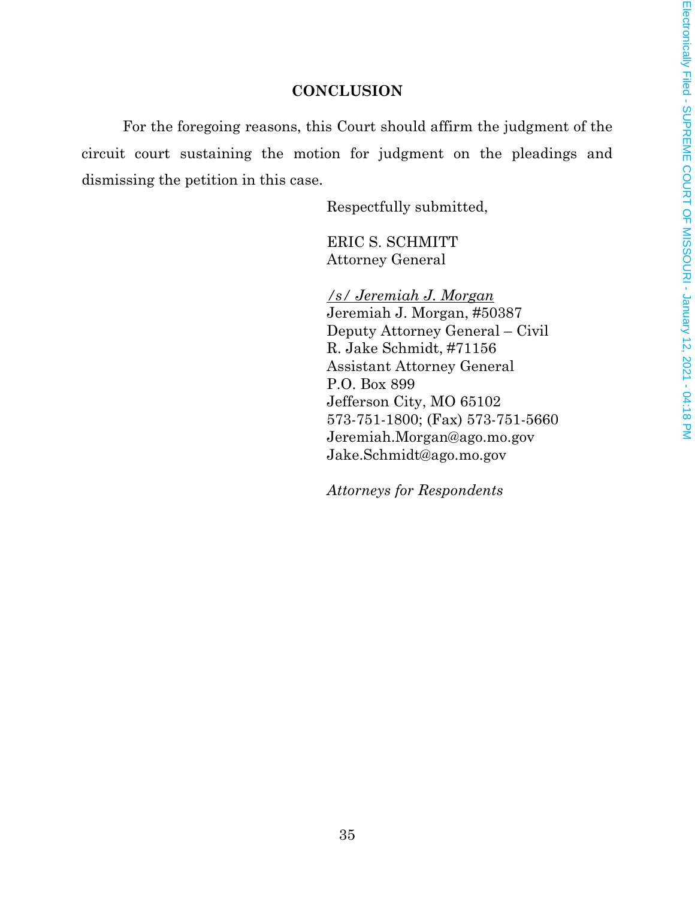## CONCLUSION

For the foregoing reasons, this Court should affirm the judgment of the circuit court sustaining the motion for judgment on the pleadings and dismissing the petition in this case.

Respectfully submitted,

ERIC S. SCHMITT
Attorney General

*/s/ Jeremiah J. Morgan*
Jeremiah J. Morgan, #50387
Deputy Attorney General – Civil
R. Jake Schmidt, #71156
Assistant Attorney General
P.O. Box 899
Jefferson City, MO 65102
573-751-1800; (Fax) 573-751-5660
Jeremiah.Morgan@ago.mo.gov
Jake.Schmidt@ago.mo.gov

*Attorneys for Respondents*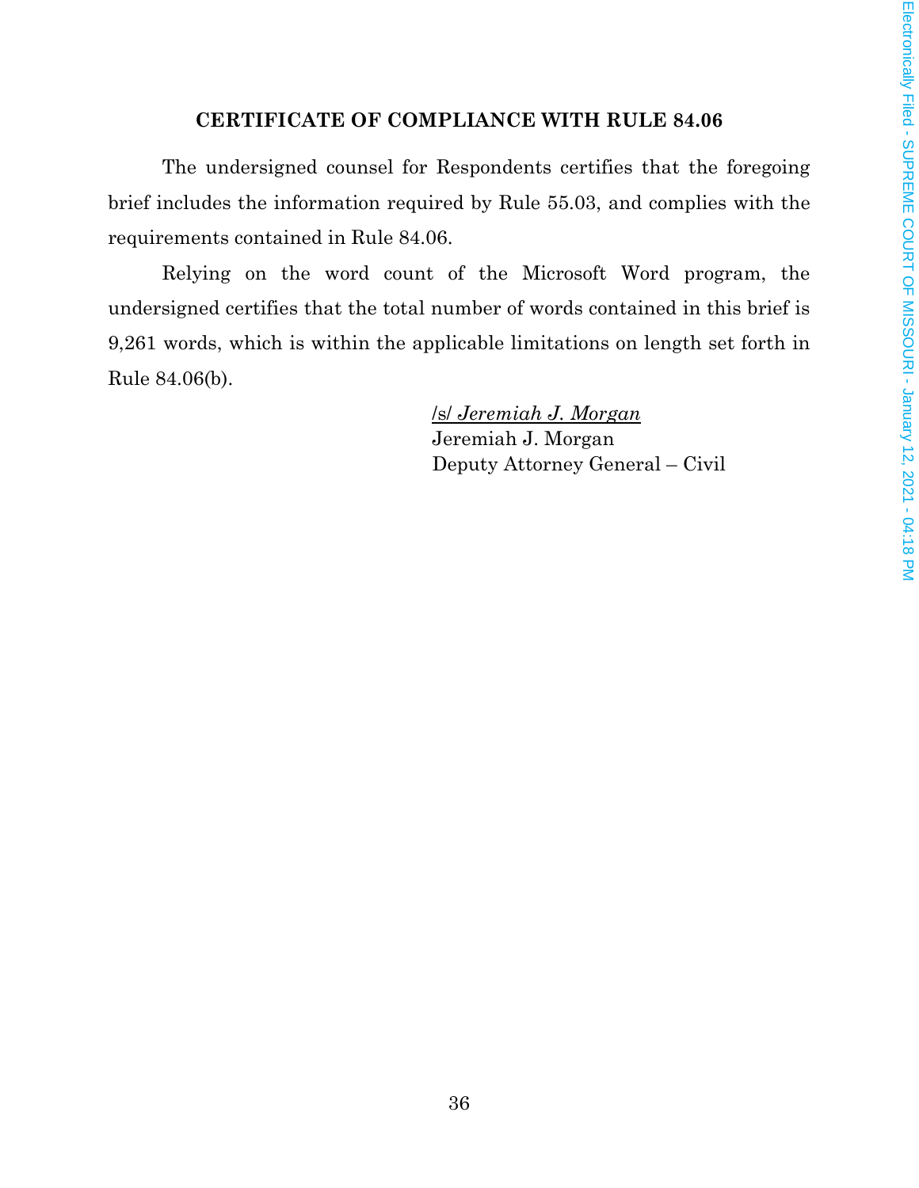## CERTIFICATE OF COMPLIANCE WITH RULE 84.06

The undersigned counsel for Respondents certifies that the foregoing brief includes the information required by Rule 55.03, and complies with the requirements contained in Rule 84.06.

Relying on the word count of the Microsoft Word program, the undersigned certifies that the total number of words contained in this brief is 9,261 words, which is within the applicable limitations on length set forth in Rule 84.06(b).

/s/ *Jeremiah J. Morgan*
Jeremiah J. Morgan
Deputy Attorney General – Civil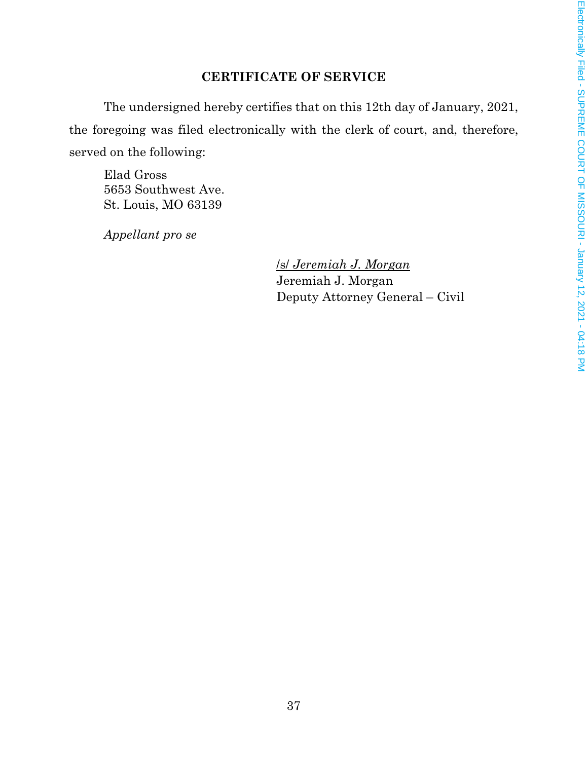## CERTIFICATE OF SERVICE

The undersigned hereby certifies that on this 12th day of January, 2021, the foregoing was filed electronically with the clerk of court, and, therefore, served on the following:

Elad Gross  
5653 Southwest Ave.  
St. Louis, MO 63139

*Appellant pro se*

/s/ *Jeremiah J. Morgan*  
Jeremiah J. Morgan  
Deputy Attorney General – Civil